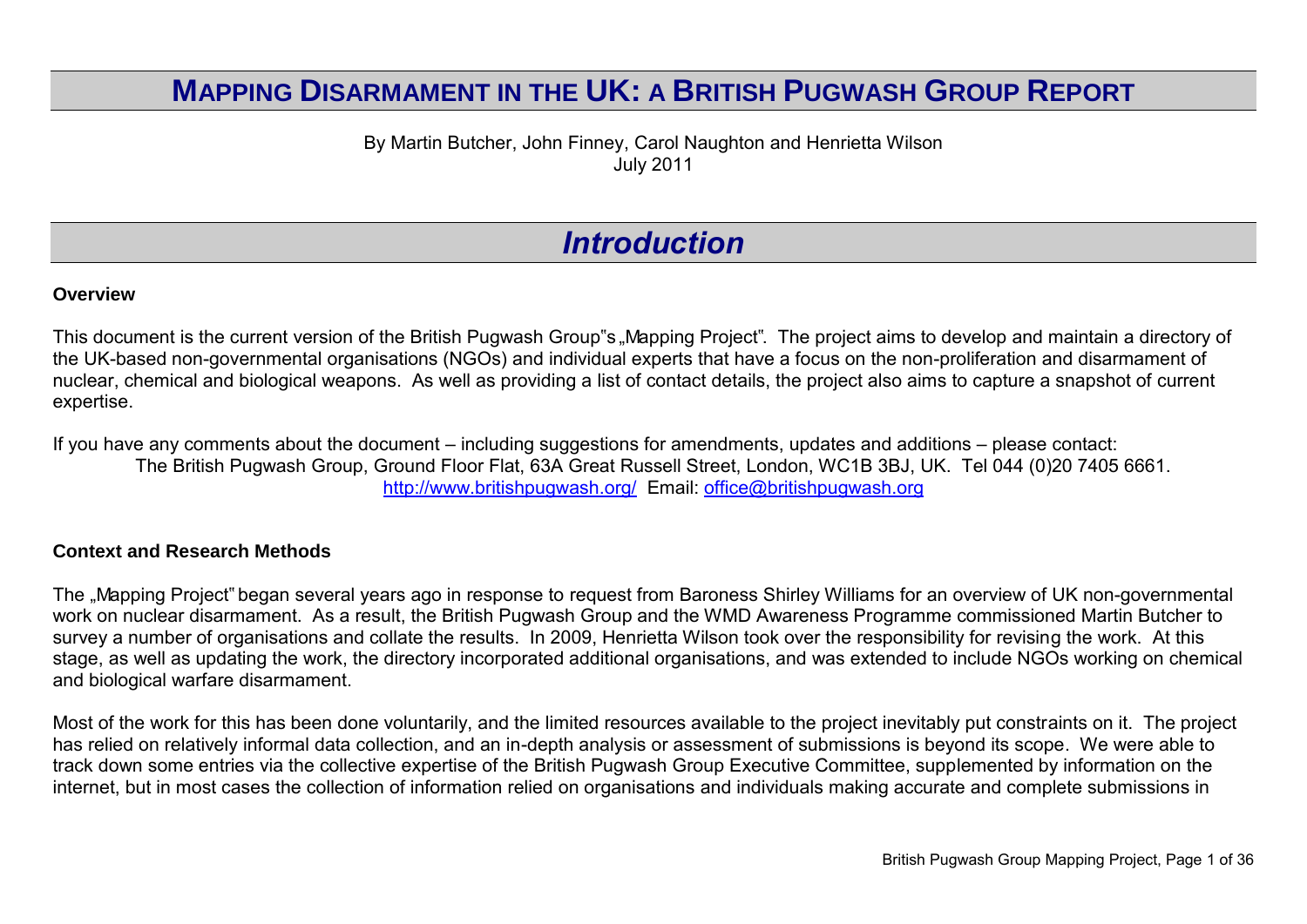# MAPPING DISARMAMENT IN THE UK: A BRITISH PUGWASH GROUP REPORT

By Martin Butcher, John Finney, Carol Naughton and Henrietta Wilson
July 2011

## *Introduction*

### Overview

This document is the current version of the British Pugwash Group"s „Mapping Project". The project aims to develop and maintain a directory of the UK-based non-governmental organisations (NGOs) and individual experts that have a focus on the non-proliferation and disarmament of nuclear, chemical and biological weapons. As well as providing a list of contact details, the project also aims to capture a snapshot of current expertise.

If you have any comments about the document – including suggestions for amendments, updates and additions – please contact:
The British Pugwash Group, Ground Floor Flat, 63A Great Russell Street, London, WC1B 3BJ, UK. Tel 044 (0)20 7405 6661.
http://www.britishpugwash.org/ Email: office@britishpugwash.org

### Context and Research Methods

The „Mapping Project" began several years ago in response to request from Baroness Shirley Williams for an overview of UK non-governmental work on nuclear disarmament. As a result, the British Pugwash Group and the WMD Awareness Programme commissioned Martin Butcher to survey a number of organisations and collate the results. In 2009, Henrietta Wilson took over the responsibility for revising the work. At this stage, as well as updating the work, the directory incorporated additional organisations, and was extended to include NGOs working on chemical and biological warfare disarmament.

Most of the work for this has been done voluntarily, and the limited resources available to the project inevitably put constraints on it. The project has relied on relatively informal data collection, and an in-depth analysis or assessment of submissions is beyond its scope. We were able to track down some entries via the collective expertise of the British Pugwash Group Executive Committee, supplemented by information on the internet, but in most cases the collection of information relied on organisations and individuals making accurate and complete submissions in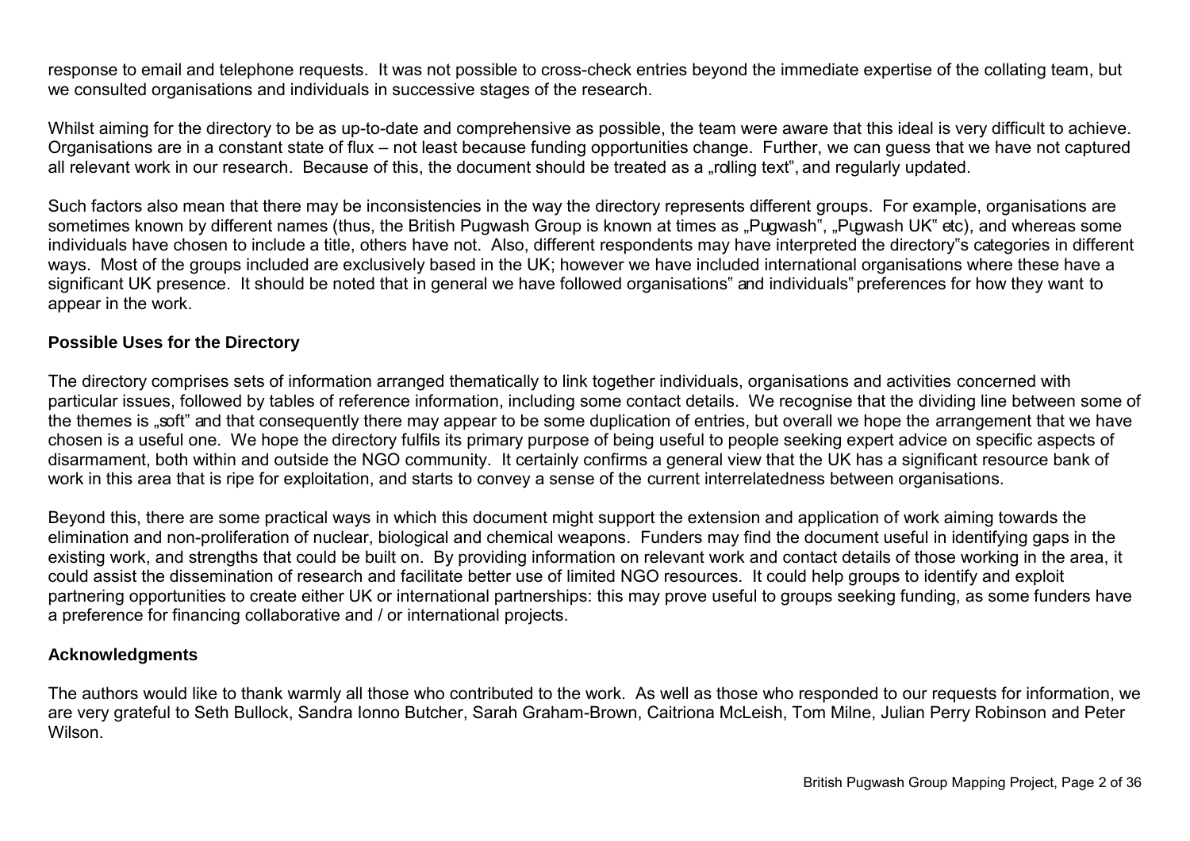response to email and telephone requests. It was not possible to cross-check entries beyond the immediate expertise of the collating team, but we consulted organisations and individuals in successive stages of the research.

Whilst aiming for the directory to be as up-to-date and comprehensive as possible, the team were aware that this ideal is very difficult to achieve. Organisations are in a constant state of flux – not least because funding opportunities change. Further, we can guess that we have not captured all relevant work in our research. Because of this, the document should be treated as a „rolling text", and regularly updated.

Such factors also mean that there may be inconsistencies in the way the directory represents different groups. For example, organisations are sometimes known by different names (thus, the British Pugwash Group is known at times as „Pugwash", „Pugwash UK" etc), and whereas some individuals have chosen to include a title, others have not. Also, different respondents may have interpreted the directory"s categories in different ways. Most of the groups included are exclusively based in the UK; however we have included international organisations where these have a significant UK presence. It should be noted that in general we have followed organisations" and individuals" preferences for how they want to appear in the work.

### Possible Uses for the Directory

The directory comprises sets of information arranged thematically to link together individuals, organisations and activities concerned with particular issues, followed by tables of reference information, including some contact details. We recognise that the dividing line between some of the themes is „soft" and that consequently there may appear to be some duplication of entries, but overall we hope the arrangement that we have chosen is a useful one. We hope the directory fulfils its primary purpose of being useful to people seeking expert advice on specific aspects of disarmament, both within and outside the NGO community. It certainly confirms a general view that the UK has a significant resource bank of work in this area that is ripe for exploitation, and starts to convey a sense of the current interrelatedness between organisations.

Beyond this, there are some practical ways in which this document might support the extension and application of work aiming towards the elimination and non-proliferation of nuclear, biological and chemical weapons. Funders may find the document useful in identifying gaps in the existing work, and strengths that could be built on. By providing information on relevant work and contact details of those working in the area, it could assist the dissemination of research and facilitate better use of limited NGO resources. It could help groups to identify and exploit partnering opportunities to create either UK or international partnerships: this may prove useful to groups seeking funding, as some funders have a preference for financing collaborative and / or international projects.

### Acknowledgments

The authors would like to thank warmly all those who contributed to the work. As well as those who responded to our requests for information, we are very grateful to Seth Bullock, Sandra Ionno Butcher, Sarah Graham-Brown, Caitriona McLeish, Tom Milne, Julian Perry Robinson and Peter Wilson.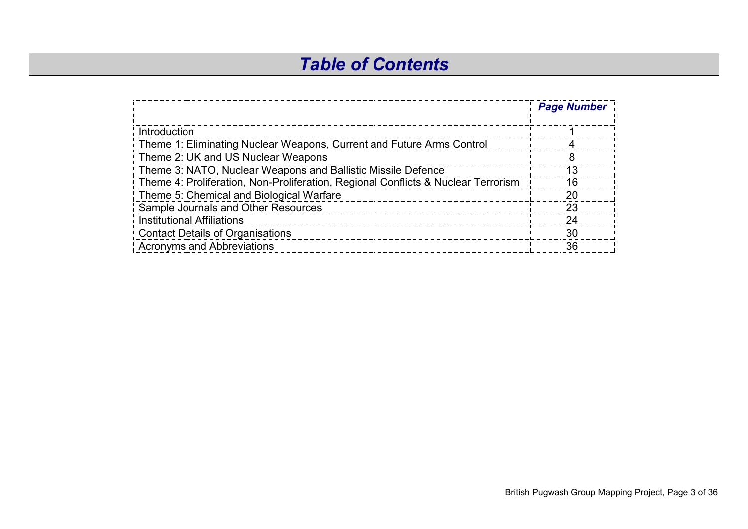# *Table of Contents*

| | *Page Number* |
|---|---|
| Introduction | 1 |
| Theme 1: Eliminating Nuclear Weapons, Current and Future Arms Control | 4 |
| Theme 2: UK and US Nuclear Weapons | 8 |
| Theme 3: NATO, Nuclear Weapons and Ballistic Missile Defence | 13 |
| Theme 4: Proliferation, Non-Proliferation, Regional Conflicts & Nuclear Terrorism | 16 |
| Theme 5: Chemical and Biological Warfare | 20 |
| Sample Journals and Other Resources | 23 |
| Institutional Affiliations | 24 |
| Contact Details of Organisations | 30 |
| Acronyms and Abbreviations | 36 |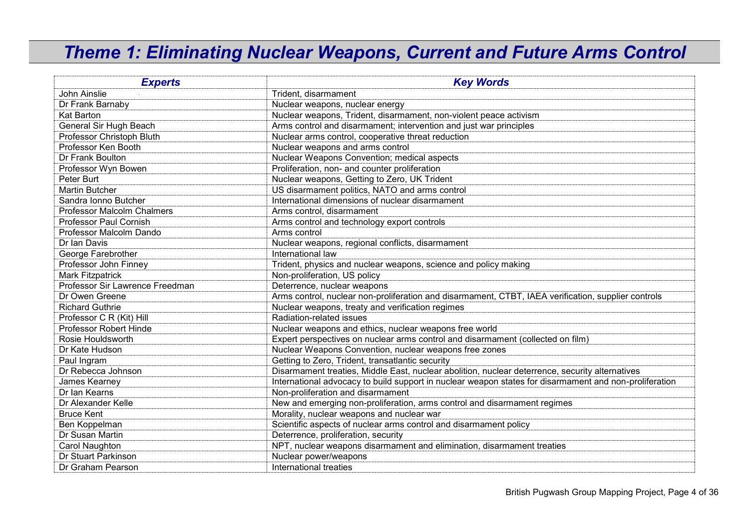# *Theme 1: Eliminating Nuclear Weapons, Current and Future Arms Control*

| *Experts* | *Key Words* |
|---|---|
| John Ainslie | Trident, disarmament |
| Dr Frank Barnaby | Nuclear weapons, nuclear energy |
| Kat Barton | Nuclear weapons, Trident, disarmament, non-violent peace activism |
| General Sir Hugh Beach | Arms control and disarmament; intervention and just war principles |
| Professor Christoph Bluth | Nuclear arms control, cooperative threat reduction |
| Professor Ken Booth | Nuclear weapons and arms control |
| Dr Frank Boulton | Nuclear Weapons Convention; medical aspects |
| Professor Wyn Bowen | Proliferation, non- and counter proliferation |
| Peter Burt | Nuclear weapons, Getting to Zero, UK Trident |
| Martin Butcher | US disarmament politics, NATO and arms control |
| Sandra Ionno Butcher | International dimensions of nuclear disarmament |
| Professor Malcolm Chalmers | Arms control, disarmament |
| Professor Paul Cornish | Arms control and technology export controls |
| Professor Malcolm Dando | Arms control |
| Dr Ian Davis | Nuclear weapons, regional conflicts, disarmament |
| George Farebrother | International law |
| Professor John Finney | Trident, physics and nuclear weapons, science and policy making |
| Mark Fitzpatrick | Non-proliferation, US policy |
| Professor Sir Lawrence Freedman | Deterrence, nuclear weapons |
| Dr Owen Greene | Arms control, nuclear non-proliferation and disarmament, CTBT, IAEA verification, supplier controls |
| Richard Guthrie | Nuclear weapons, treaty and verification regimes |
| Professor C R (Kit) Hill | Radiation-related issues |
| Professor Robert Hinde | Nuclear weapons and ethics, nuclear weapons free world |
| Rosie Houldsworth | Expert perspectives on nuclear arms control and disarmament (collected on film) |
| Dr Kate Hudson | Nuclear Weapons Convention, nuclear weapons free zones |
| Paul Ingram | Getting to Zero, Trident, transatlantic security |
| Dr Rebecca Johnson | Disarmament treaties, Middle East, nuclear abolition, nuclear deterrence, security alternatives |
| James Kearney | International advocacy to build support in nuclear weapon states for disarmament and non-proliferation |
| Dr Ian Kearns | Non-proliferation and disarmament |
| Dr Alexander Kelle | New and emerging non-proliferation, arms control and disarmament regimes |
| Bruce Kent | Morality, nuclear weapons and nuclear war |
| Ben Koppelman | Scientific aspects of nuclear arms control and disarmament policy |
| Dr Susan Martin | Deterrence, proliferation, security |
| Carol Naughton | NPT, nuclear weapons disarmament and elimination, disarmament treaties |
| Dr Stuart Parkinson | Nuclear power/weapons |
| Dr Graham Pearson | International treaties |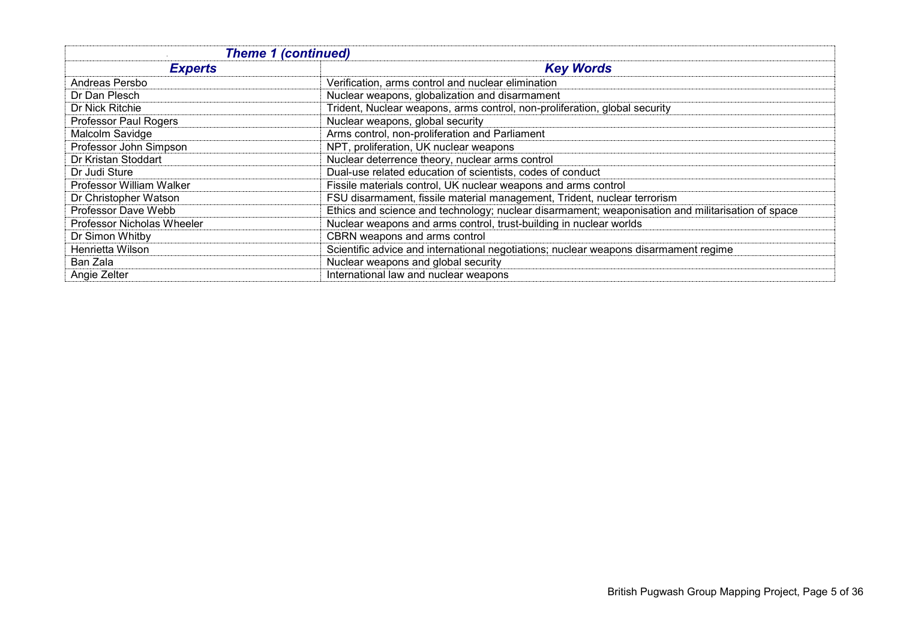| Theme 1 (continued) | |
|---|---|
| ***Experts*** | ***Key Words*** |
| Andreas Persbo | Verification, arms control and nuclear elimination |
| Dr Dan Plesch | Nuclear weapons, globalization and disarmament |
| Dr Nick Ritchie | Trident, Nuclear weapons, arms control, non-proliferation, global security |
| Professor Paul Rogers | Nuclear weapons, global security |
| Malcolm Savidge | Arms control, non-proliferation and Parliament |
| Professor John Simpson | NPT, proliferation, UK nuclear weapons |
| Dr Kristan Stoddart | Nuclear deterrence theory, nuclear arms control |
| Dr Judi Sture | Dual-use related education of scientists, codes of conduct |
| Professor William Walker | Fissile materials control, UK nuclear weapons and arms control |
| Dr Christopher Watson | FSU disarmament, fissile material management, Trident, nuclear terrorism |
| Professor Dave Webb | Ethics and science and technology; nuclear disarmament; weaponisation and militarisation of space |
| Professor Nicholas Wheeler | Nuclear weapons and arms control, trust-building in nuclear worlds |
| Dr Simon Whitby | CBRN weapons and arms control |
| Henrietta Wilson | Scientific advice and international negotiations; nuclear weapons disarmament regime |
| Ban Zala | Nuclear weapons and global security |
| Angie Zelter | International law and nuclear weapons |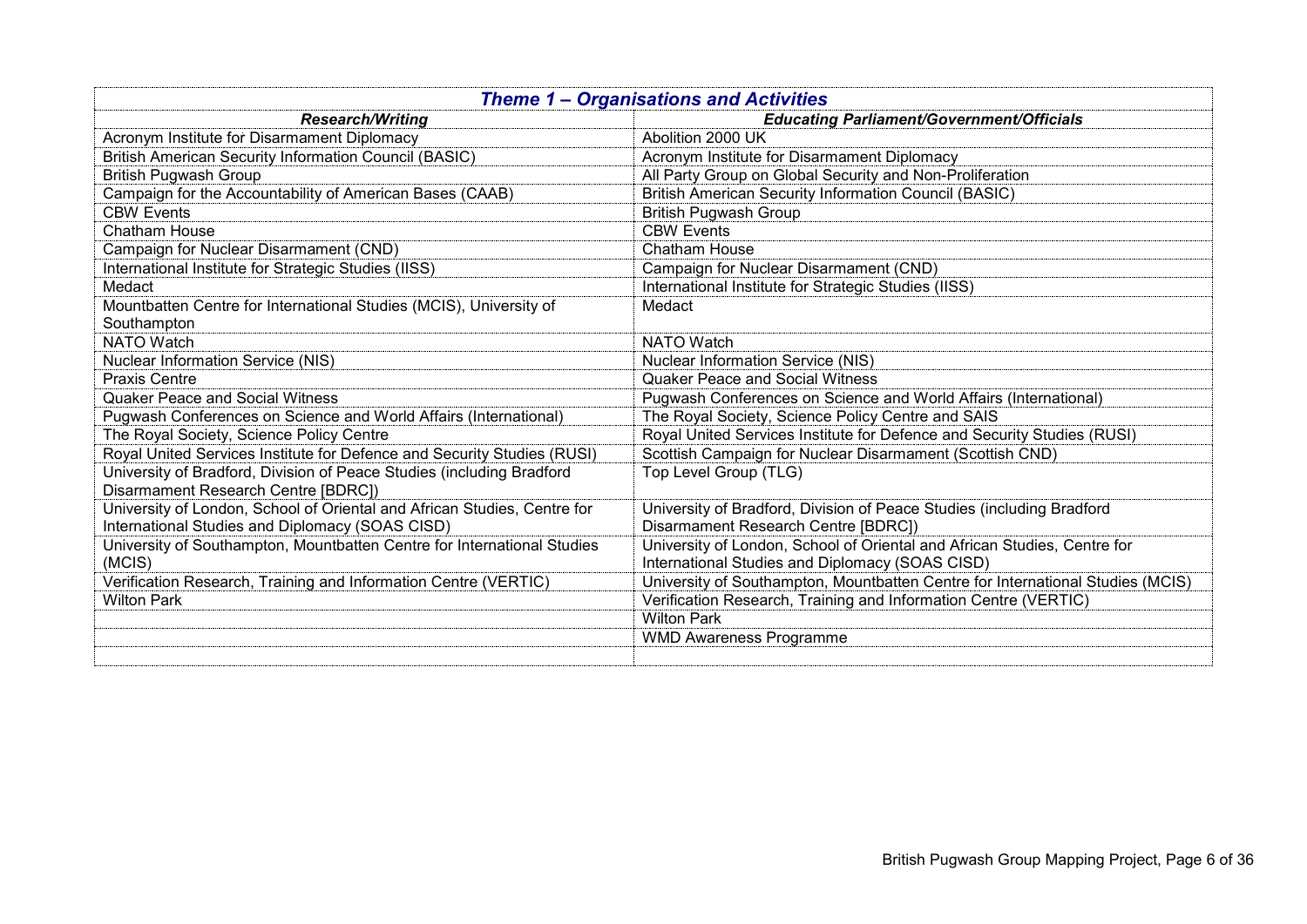| *Theme 1 – Organisations and Activities* | |
|---|---|
| ***Research/Writing*** | ***Educating Parliament/Government/Officials*** |
| Acronym Institute for Disarmament Diplomacy | Abolition 2000 UK |
| British American Security Information Council (BASIC) | Acronym Institute for Disarmament Diplomacy |
| British Pugwash Group | All Party Group on Global Security and Non-Proliferation |
| Campaign for the Accountability of American Bases (CAAB) | British American Security Information Council (BASIC) |
| CBW Events | British Pugwash Group |
| Chatham House | CBW Events |
| Campaign for Nuclear Disarmament (CND) | Chatham House |
| International Institute for Strategic Studies (IISS) | Campaign for Nuclear Disarmament (CND) |
| Medact | International Institute for Strategic Studies (IISS) |
| Mountbatten Centre for International Studies (MCIS), University of Southampton | Medact |
| NATO Watch | NATO Watch |
| Nuclear Information Service (NIS) | Nuclear Information Service (NIS) |
| Praxis Centre | Quaker Peace and Social Witness |
| Quaker Peace and Social Witness | Pugwash Conferences on Science and World Affairs (International) |
| Pugwash Conferences on Science and World Affairs (International) | The Royal Society, Science Policy Centre and SAIS |
| The Royal Society, Science Policy Centre | Royal United Services Institute for Defence and Security Studies (RUSI) |
| Royal United Services Institute for Defence and Security Studies (RUSI) | Scottish Campaign for Nuclear Disarmament (Scottish CND) |
| University of Bradford, Division of Peace Studies (including Bradford Disarmament Research Centre [BDRC]) | Top Level Group (TLG) |
| University of London, School of Oriental and African Studies, Centre for International Studies and Diplomacy (SOAS CISD) | University of Bradford, Division of Peace Studies (including Bradford Disarmament Research Centre [BDRC]) |
| University of Southampton, Mountbatten Centre for International Studies (MCIS) | University of London, School of Oriental and African Studies, Centre for International Studies and Diplomacy (SOAS CISD) |
| Verification Research, Training and Information Centre (VERTIC) | University of Southampton, Mountbatten Centre for International Studies (MCIS) |
| Wilton Park | Verification Research, Training and Information Centre (VERTIC) |
| | Wilton Park |
| | WMD Awareness Programme |
| | |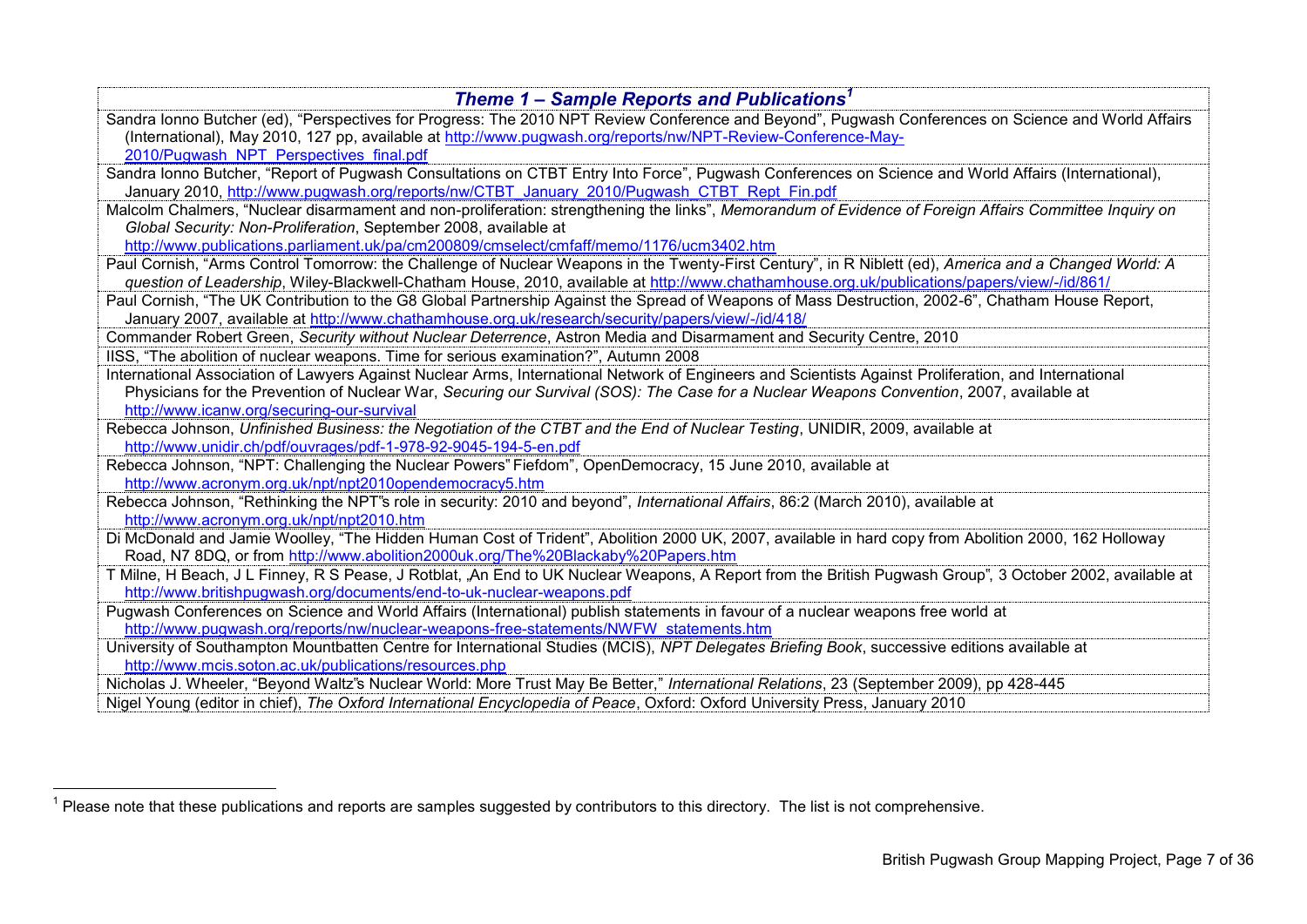### *Theme 1 – Sample Reports and Publications*[1]

Sandra Ionno Butcher (ed), "Perspectives for Progress: The 2010 NPT Review Conference and Beyond", Pugwash Conferences on Science and World Affairs (International), May 2010, 127 pp, available at http://www.pugwash.org/reports/nw/NPT-Review-Conference-May-2010/Pugwash_NPT_Perspectives_final.pdf

Sandra Ionno Butcher, "Report of Pugwash Consultations on CTBT Entry Into Force", Pugwash Conferences on Science and World Affairs (International), January 2010, http://www.pugwash.org/reports/nw/CTBT_January_2010/Pugwash_CTBT_Rept_Fin.pdf

Malcolm Chalmers, "Nuclear disarmament and non-proliferation: strengthening the links", *Memorandum of Evidence of Foreign Affairs Committee Inquiry on Global Security: Non-Proliferation*, September 2008, available at http://www.publications.parliament.uk/pa/cm200809/cmselect/cmfaff/memo/1176/ucm3402.htm

Paul Cornish, "Arms Control Tomorrow: the Challenge of Nuclear Weapons in the Twenty-First Century", in R Niblett (ed), *America and a Changed World: A question of Leadership*, Wiley-Blackwell-Chatham House, 2010, available at http://www.chathamhouse.org.uk/publications/papers/view/-/id/861/

Paul Cornish, "The UK Contribution to the G8 Global Partnership Against the Spread of Weapons of Mass Destruction, 2002-6", Chatham House Report, January 2007, available at http://www.chathamhouse.org.uk/research/security/papers/view/-/id/418/

Commander Robert Green, *Security without Nuclear Deterrence*, Astron Media and Disarmament and Security Centre, 2010

IISS, "The abolition of nuclear weapons. Time for serious examination?", Autumn 2008

International Association of Lawyers Against Nuclear Arms, International Network of Engineers and Scientists Against Proliferation, and International Physicians for the Prevention of Nuclear War, *Securing our Survival (SOS): The Case for a Nuclear Weapons Convention*, 2007, available at http://www.icanw.org/securing-our-survival

Rebecca Johnson, *Unfinished Business: the Negotiation of the CTBT and the End of Nuclear Testing*, UNIDIR, 2009, available at http://www.unidir.ch/pdf/ouvrages/pdf-1-978-92-9045-194-5-en.pdf

Rebecca Johnson, "NPT: Challenging the Nuclear Powers" Fiefdom", OpenDemocracy, 15 June 2010, available at http://www.acronym.org.uk/npt/npt2010opendemocracy5.htm

Rebecca Johnson, "Rethinking the NPT"s role in security: 2010 and beyond", *International Affairs*, 86:2 (March 2010), available at http://www.acronym.org.uk/npt/npt2010.htm

Di McDonald and Jamie Woolley, "The Hidden Human Cost of Trident", Abolition 2000 UK, 2007, available in hard copy from Abolition 2000, 162 Holloway Road, N7 8DQ, or from http://www.abolition2000uk.org/The%20Blackaby%20Papers.htm

T Milne, H Beach, J L Finney, R S Pease, J Rotblat, „An End to UK Nuclear Weapons, A Report from the British Pugwash Group", 3 October 2002, available at http://www.britishpugwash.org/documents/end-to-uk-nuclear-weapons.pdf

Pugwash Conferences on Science and World Affairs (International) publish statements in favour of a nuclear weapons free world at http://www.pugwash.org/reports/nw/nuclear-weapons-free-statements/NWFW_statements.htm

University of Southampton Mountbatten Centre for International Studies (MCIS), *NPT Delegates Briefing Book*, successive editions available at http://www.mcis.soton.ac.uk/publications/resources.php

Nicholas J. Wheeler, "Beyond Waltz"s Nuclear World: More Trust May Be Better," *International Relations*, 23 (September 2009), pp 428-445

Nigel Young (editor in chief), *The Oxford International Encyclopedia of Peace*, Oxford: Oxford University Press, January 2010

---

[1] Please note that these publications and reports are samples suggested by contributors to this directory. The list is not comprehensive.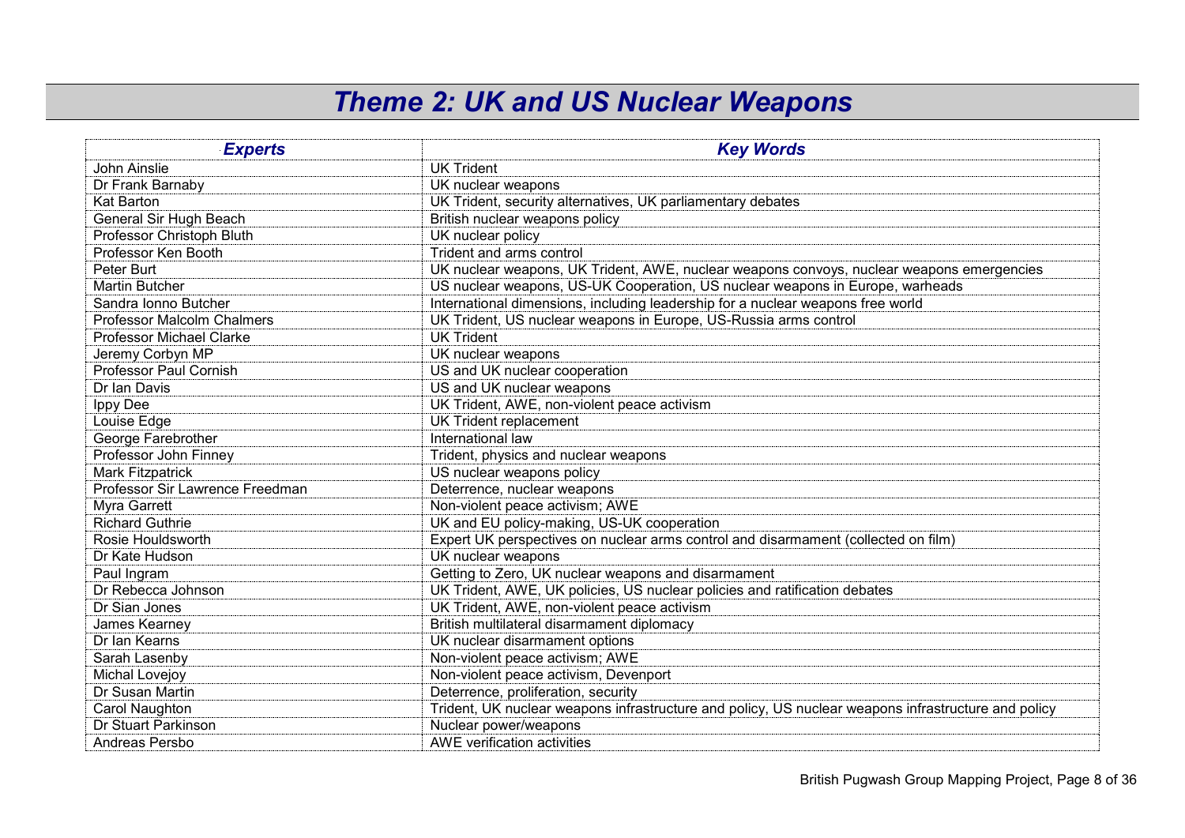# Theme 2: UK and US Nuclear Weapons

| Experts | Key Words |
| --- | --- |
| John Ainslie | UK Trident |
| Dr Frank Barnaby | UK nuclear weapons |
| Kat Barton | UK Trident, security alternatives, UK parliamentary debates |
| General Sir Hugh Beach | British nuclear weapons policy |
| Professor Christoph Bluth | UK nuclear policy |
| Professor Ken Booth | Trident and arms control |
| Peter Burt | UK nuclear weapons, UK Trident, AWE, nuclear weapons convoys, nuclear weapons emergencies |
| Martin Butcher | US nuclear weapons, US-UK Cooperation, US nuclear weapons in Europe, warheads |
| Sandra Ionno Butcher | International dimensions, including leadership for a nuclear weapons free world |
| Professor Malcolm Chalmers | UK Trident, US nuclear weapons in Europe, US-Russia arms control |
| Professor Michael Clarke | UK Trident |
| Jeremy Corbyn MP | UK nuclear weapons |
| Professor Paul Cornish | US and UK nuclear cooperation |
| Dr Ian Davis | US and UK nuclear weapons |
| Ippy Dee | UK Trident, AWE, non-violent peace activism |
| Louise Edge | UK Trident replacement |
| George Farebrother | International law |
| Professor John Finney | Trident, physics and nuclear weapons |
| Mark Fitzpatrick | US nuclear weapons policy |
| Professor Sir Lawrence Freedman | Deterrence, nuclear weapons |
| Myra Garrett | Non-violent peace activism; AWE |
| Richard Guthrie | UK and EU policy-making, US-UK cooperation |
| Rosie Houldsworth | Expert UK perspectives on nuclear arms control and disarmament (collected on film) |
| Dr Kate Hudson | UK nuclear weapons |
| Paul Ingram | Getting to Zero, UK nuclear weapons and disarmament |
| Dr Rebecca Johnson | UK Trident, AWE, UK policies, US nuclear policies and ratification debates |
| Dr Sian Jones | UK Trident, AWE, non-violent peace activism |
| James Kearney | British multilateral disarmament diplomacy |
| Dr Ian Kearns | UK nuclear disarmament options |
| Sarah Lasenby | Non-violent peace activism; AWE |
| Michal Lovejoy | Non-violent peace activism, Devenport |
| Dr Susan Martin | Deterrence, proliferation, security |
| Carol Naughton | Trident, UK nuclear weapons infrastructure and policy, US nuclear weapons infrastructure and policy |
| Dr Stuart Parkinson | Nuclear power/weapons |
| Andreas Persbo | AWE verification activities |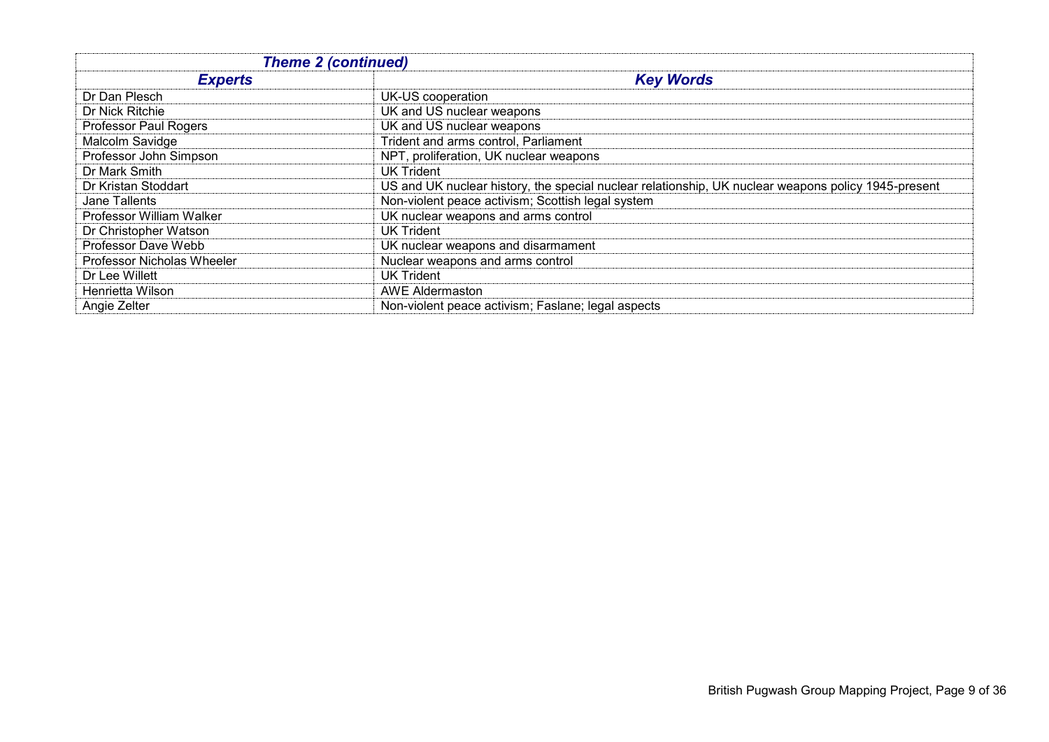| *Theme 2 (continued)* | |
|---|---|
| ***Experts*** | ***Key Words*** |
| Dr Dan Plesch | UK-US cooperation |
| Dr Nick Ritchie | UK and US nuclear weapons |
| Professor Paul Rogers | UK and US nuclear weapons |
| Malcolm Savidge | Trident and arms control, Parliament |
| Professor John Simpson | NPT, proliferation, UK nuclear weapons |
| Dr Mark Smith | UK Trident |
| Dr Kristan Stoddart | US and UK nuclear history, the special nuclear relationship, UK nuclear weapons policy 1945-present |
| Jane Tallents | Non-violent peace activism; Scottish legal system |
| Professor William Walker | UK nuclear weapons and arms control |
| Dr Christopher Watson | UK Trident |
| Professor Dave Webb | UK nuclear weapons and disarmament |
| Professor Nicholas Wheeler | Nuclear weapons and arms control |
| Dr Lee Willett | UK Trident |
| Henrietta Wilson | AWE Aldermaston |
| Angie Zelter | Non-violent peace activism; Faslane; legal aspects |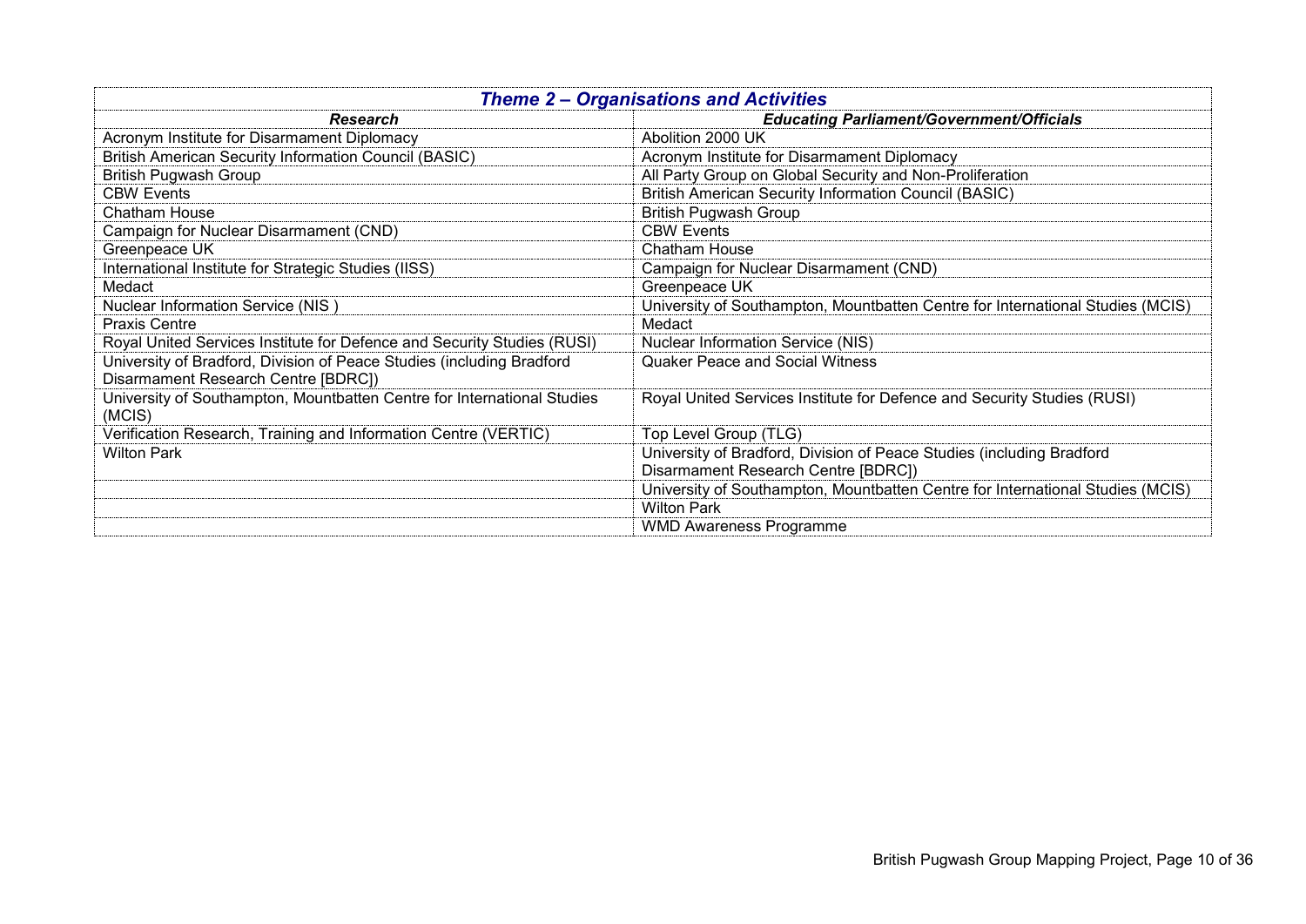| *Theme 2 – Organisations and Activities* | |
|---|---|
| ***Research*** | ***Educating Parliament/Government/Officials*** |
| Acronym Institute for Disarmament Diplomacy | Abolition 2000 UK |
| British American Security Information Council (BASIC) | Acronym Institute for Disarmament Diplomacy |
| British Pugwash Group | All Party Group on Global Security and Non-Proliferation |
| CBW Events | British American Security Information Council (BASIC) |
| Chatham House | British Pugwash Group |
| Campaign for Nuclear Disarmament (CND) | CBW Events |
| Greenpeace UK | Chatham House |
| International Institute for Strategic Studies (IISS) | Campaign for Nuclear Disarmament (CND) |
| Medact | Greenpeace UK |
| Nuclear Information Service (NIS ) | University of Southampton, Mountbatten Centre for International Studies (MCIS) |
| Praxis Centre | Medact |
| Royal United Services Institute for Defence and Security Studies (RUSI) | Nuclear Information Service (NIS) |
| University of Bradford, Division of Peace Studies (including Bradford Disarmament Research Centre [BDRC]) | Quaker Peace and Social Witness |
| University of Southampton, Mountbatten Centre for International Studies (MCIS) | Royal United Services Institute for Defence and Security Studies (RUSI) |
| Verification Research, Training and Information Centre (VERTIC) | Top Level Group (TLG) |
| Wilton Park | University of Bradford, Division of Peace Studies (including Bradford Disarmament Research Centre [BDRC]) |
| | University of Southampton, Mountbatten Centre for International Studies (MCIS) |
| | Wilton Park |
| | WMD Awareness Programme |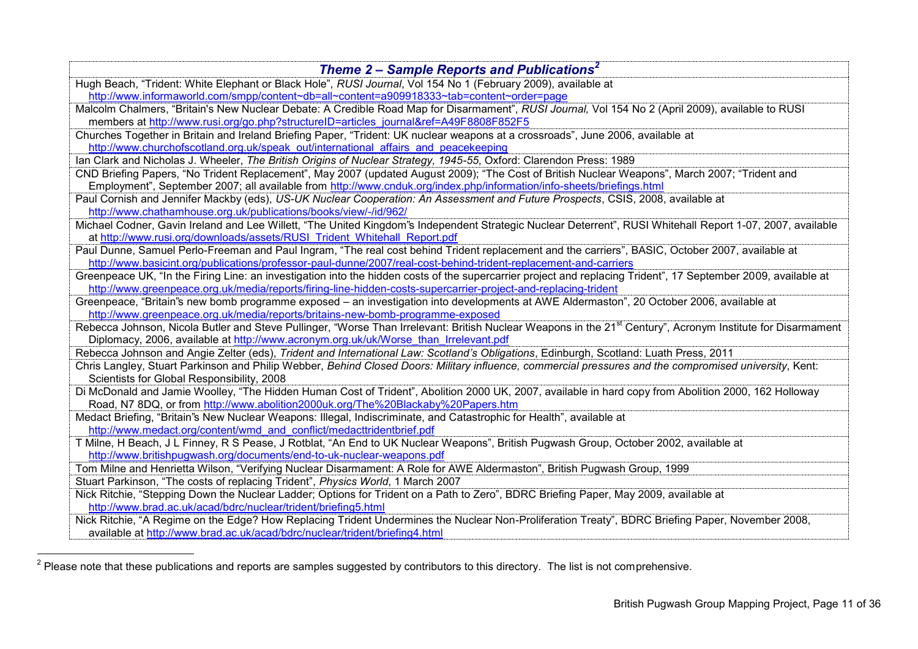| *Theme 2 – Sample Reports and Publications*[2] |
|---|
| Hugh Beach, "Trident: White Elephant or Black Hole", *RUSI Journal*, Vol 154 No 1 (February 2009), available at http://www.informaworld.com/smpp/content~db=all~content=a909918333~tab=content~order=page |
| Malcolm Chalmers, "Britain's New Nuclear Debate: A Credible Road Map for Disarmament", *RUSI Journal,* Vol 154 No 2 (April 2009), available to RUSI members at http://www.rusi.org/go.php?structureID=articles_journal&ref=A49F8808F852F5 |
| Churches Together in Britain and Ireland Briefing Paper, "Trident: UK nuclear weapons at a crossroads", June 2006, available at http://www.churchofscotland.org.uk/speak_out/international_affairs_and_peacekeeping |
| Ian Clark and Nicholas J. Wheeler, *The British Origins of Nuclear Strategy, 1945-55*, Oxford: Clarendon Press: 1989 |
| CND Briefing Papers, "No Trident Replacement", May 2007 (updated August 2009); "The Cost of British Nuclear Weapons", March 2007; "Trident and Employment", September 2007; all available from http://www.cnduk.org/index.php/information/info-sheets/briefings.html |
| Paul Cornish and Jennifer Mackby (eds), *US-UK Nuclear Cooperation: An Assessment and Future Prospects*, CSIS, 2008, available at http://www.chathamhouse.org.uk/publications/books/view/-/id/962/ |
| Michael Codner, Gavin Ireland and Lee Willett, "The United Kingdom's Independent Strategic Nuclear Deterrent", RUSI Whitehall Report 1-07, 2007, available at http://www.rusi.org/downloads/assets/RUSI_Trident_Whitehall_Report.pdf |
| Paul Dunne, Samuel Perlo-Freeman and Paul Ingram, "The real cost behind Trident replacement and the carriers", BASIC, October 2007, available at http://www.basicint.org/publications/professor-paul-dunne/2007/real-cost-behind-trident-replacement-and-carriers |
| Greenpeace UK, "In the Firing Line: an investigation into the hidden costs of the supercarrier project and replacing Trident", 17 September 2009, available at http://www.greenpeace.org.uk/media/reports/firing-line-hidden-costs-supercarrier-project-and-replacing-trident |
| Greenpeace, "Britain's new bomb programme exposed – an investigation into developments at AWE Aldermaston", 20 October 2006, available at http://www.greenpeace.org.uk/media/reports/britains-new-bomb-programme-exposed |
| Rebecca Johnson, Nicola Butler and Steve Pullinger, "Worse Than Irrelevant: British Nuclear Weapons in the 21st Century", Acronym Institute for Disarmament Diplomacy, 2006, available at http://www.acronym.org.uk/uk/Worse_than_Irrelevant.pdf |
| Rebecca Johnson and Angie Zelter (eds), *Trident and International Law: Scotland's Obligations*, Edinburgh, Scotland: Luath Press, 2011 |
| Chris Langley, Stuart Parkinson and Philip Webber, *Behind Closed Doors: Military influence, commercial pressures and the compromised university*, Kent: Scientists for Global Responsibility, 2008 |
| Di McDonald and Jamie Woolley, "The Hidden Human Cost of Trident", Abolition 2000 UK, 2007, available in hard copy from Abolition 2000, 162 Holloway Road, N7 8DQ, or from http://www.abolition2000uk.org/The%20Blackaby%20Papers.htm |
| Medact Briefing, "Britain's New Nuclear Weapons: Illegal, Indiscriminate, and Catastrophic for Health", available at http://www.medact.org/content/wmd_and_conflict/medacttridentbrief.pdf |
| T Milne, H Beach, J L Finney, R S Pease, J Rotblat, "An End to UK Nuclear Weapons", British Pugwash Group, October 2002, available at http://www.britishpugwash.org/documents/end-to-uk-nuclear-weapons.pdf |
| Tom Milne and Henrietta Wilson, "Verifying Nuclear Disarmament: A Role for AWE Aldermaston", British Pugwash Group, 1999 |
| Stuart Parkinson, "The costs of replacing Trident", *Physics World*, 1 March 2007 |
| Nick Ritchie, "Stepping Down the Nuclear Ladder; Options for Trident on a Path to Zero", BDRC Briefing Paper, May 2009, available at http://www.brad.ac.uk/acad/bdrc/nuclear/trident/briefing5.html |
| Nick Ritchie, "A Regime on the Edge? How Replacing Trident Undermines the Nuclear Non-Proliferation Treaty", BDRC Briefing Paper, November 2008, available at http://www.brad.ac.uk/acad/bdrc/nuclear/trident/briefing4.html |

[2] Please note that these publications and reports are samples suggested by contributors to this directory. The list is not comprehensive.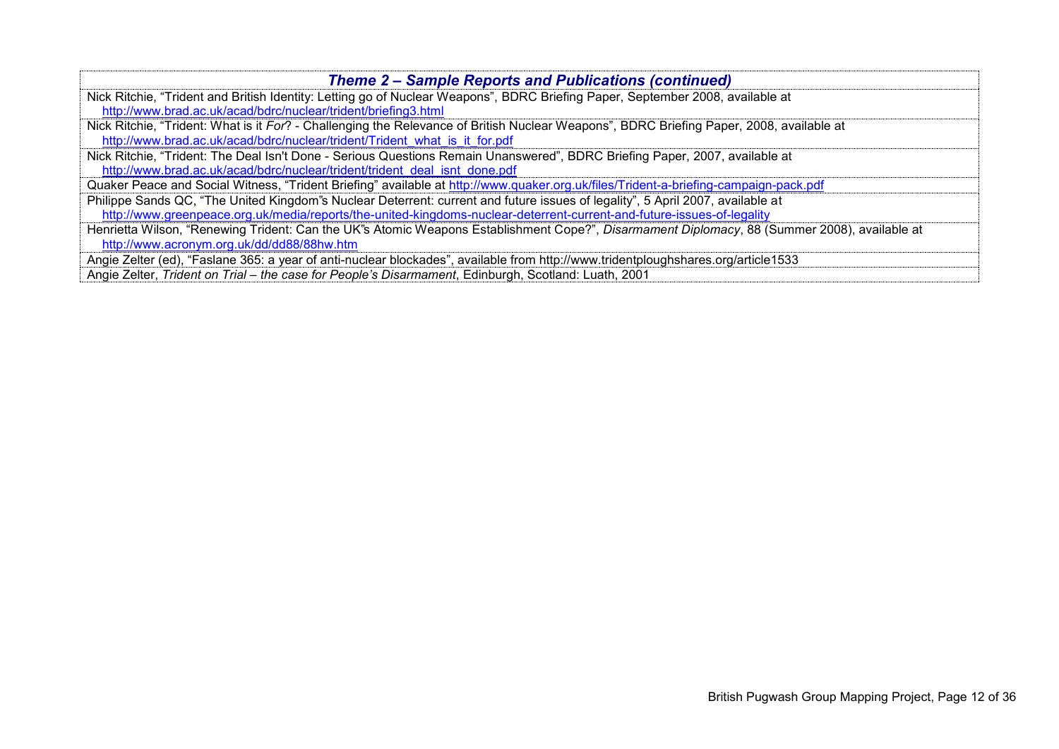| *Theme 2 – Sample Reports and Publications (continued)* |
|---|
| Nick Ritchie, "Trident and British Identity: Letting go of Nuclear Weapons", BDRC Briefing Paper, September 2008, available at http://www.brad.ac.uk/acad/bdrc/nuclear/trident/briefing3.html |
| Nick Ritchie, "Trident: What is it *For*? - Challenging the Relevance of British Nuclear Weapons", BDRC Briefing Paper, 2008, available at http://www.brad.ac.uk/acad/bdrc/nuclear/trident/Trident_what_is_it_for.pdf |
| Nick Ritchie, "Trident: The Deal Isn't Done - Serious Questions Remain Unanswered", BDRC Briefing Paper, 2007, available at http://www.brad.ac.uk/acad/bdrc/nuclear/trident/trident_deal_isnt_done.pdf |
| Quaker Peace and Social Witness, "Trident Briefing" available at http://www.quaker.org.uk/files/Trident-a-briefing-campaign-pack.pdf |
| Philippe Sands QC, "The United Kingdom"s Nuclear Deterrent: current and future issues of legality", 5 April 2007, available at http://www.greenpeace.org.uk/media/reports/the-united-kingdoms-nuclear-deterrent-current-and-future-issues-of-legality |
| Henrietta Wilson, "Renewing Trident: Can the UK"s Atomic Weapons Establishment Cope?", *Disarmament Diplomacy*, 88 (Summer 2008), available at http://www.acronym.org.uk/dd/dd88/88hw.htm |
| Angie Zelter (ed), "Faslane 365: a year of anti-nuclear blockades", available from http://www.tridentploughshares.org/article1533 |
| Angie Zelter, *Trident on Trial – the case for People's Disarmament*, Edinburgh, Scotland: Luath, 2001 |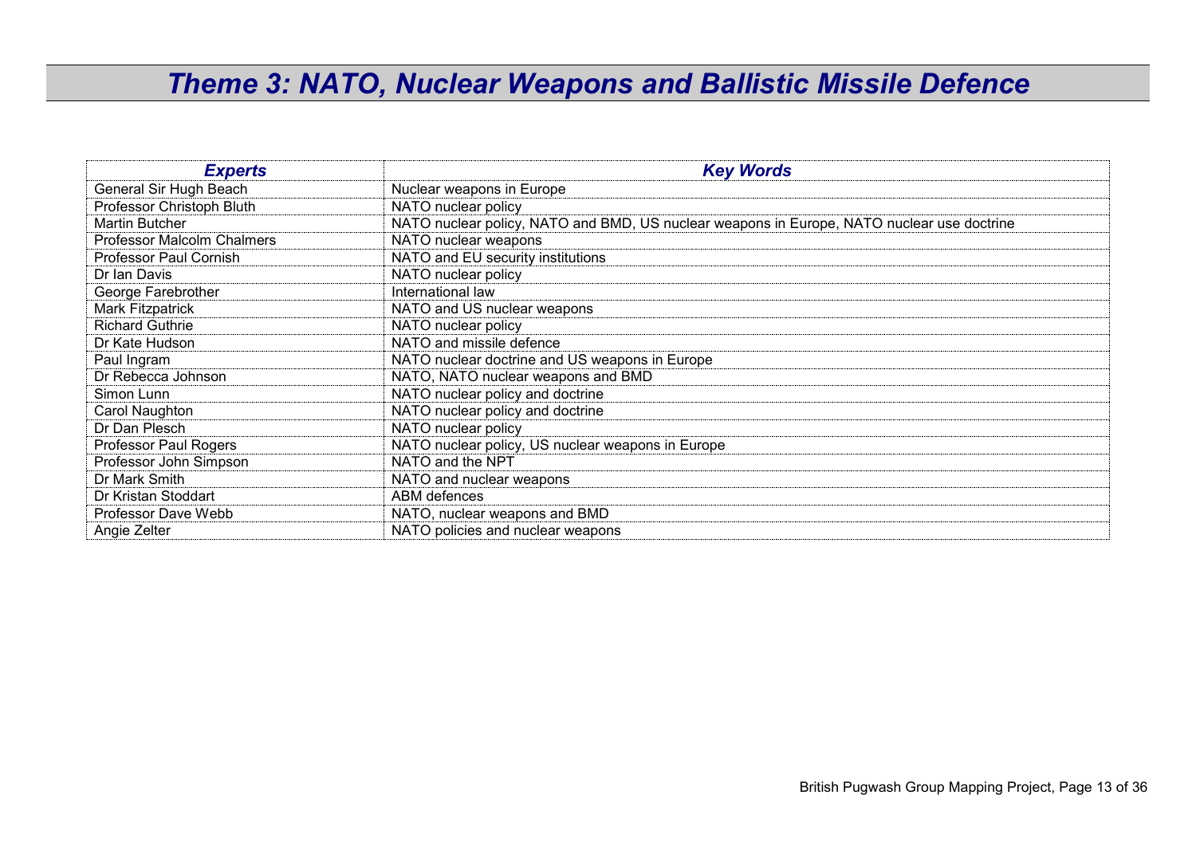# *Theme 3: NATO, Nuclear Weapons and Ballistic Missile Defence*

| *Experts* | *Key Words* |
|---|---|
| General Sir Hugh Beach | Nuclear weapons in Europe |
| Professor Christoph Bluth | NATO nuclear policy |
| Martin Butcher | NATO nuclear policy, NATO and BMD, US nuclear weapons in Europe, NATO nuclear use doctrine |
| Professor Malcolm Chalmers | NATO nuclear weapons |
| Professor Paul Cornish | NATO and EU security institutions |
| Dr Ian Davis | NATO nuclear policy |
| George Farebrother | International law |
| Mark Fitzpatrick | NATO and US nuclear weapons |
| Richard Guthrie | NATO nuclear policy |
| Dr Kate Hudson | NATO and missile defence |
| Paul Ingram | NATO nuclear doctrine and US weapons in Europe |
| Dr Rebecca Johnson | NATO, NATO nuclear weapons and BMD |
| Simon Lunn | NATO nuclear policy and doctrine |
| Carol Naughton | NATO nuclear policy and doctrine |
| Dr Dan Plesch | NATO nuclear policy |
| Professor Paul Rogers | NATO nuclear policy, US nuclear weapons in Europe |
| Professor John Simpson | NATO and the NPT |
| Dr Mark Smith | NATO and nuclear weapons |
| Dr Kristan Stoddart | ABM defences |
| Professor Dave Webb | NATO, nuclear weapons and BMD |
| Angie Zelter | NATO policies and nuclear weapons |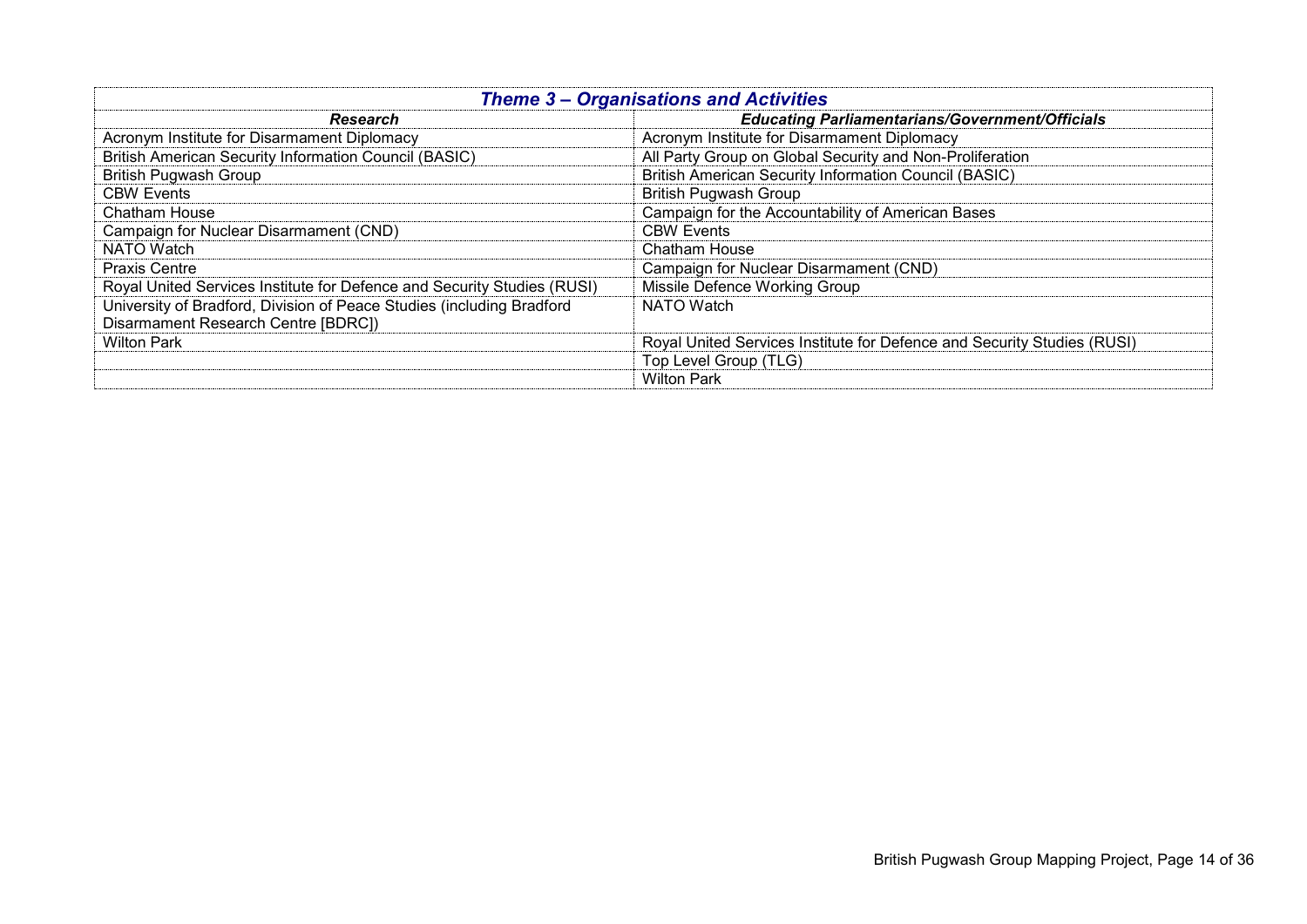| *Theme 3 – Organisations and Activities* | |
|---|---|
| ***Research*** | ***Educating Parliamentarians/Government/Officials*** |
| Acronym Institute for Disarmament Diplomacy | Acronym Institute for Disarmament Diplomacy |
| British American Security Information Council (BASIC) | All Party Group on Global Security and Non-Proliferation |
| British Pugwash Group | British American Security Information Council (BASIC) |
| CBW Events | British Pugwash Group |
| Chatham House | Campaign for the Accountability of American Bases |
| Campaign for Nuclear Disarmament (CND) | CBW Events |
| NATO Watch | Chatham House |
| Praxis Centre | Campaign for Nuclear Disarmament (CND) |
| Royal United Services Institute for Defence and Security Studies (RUSI) | Missile Defence Working Group |
| University of Bradford, Division of Peace Studies (including Bradford Disarmament Research Centre [BDRC]) | NATO Watch |
| Wilton Park | Royal United Services Institute for Defence and Security Studies (RUSI) |
| | Top Level Group (TLG) |
| | Wilton Park |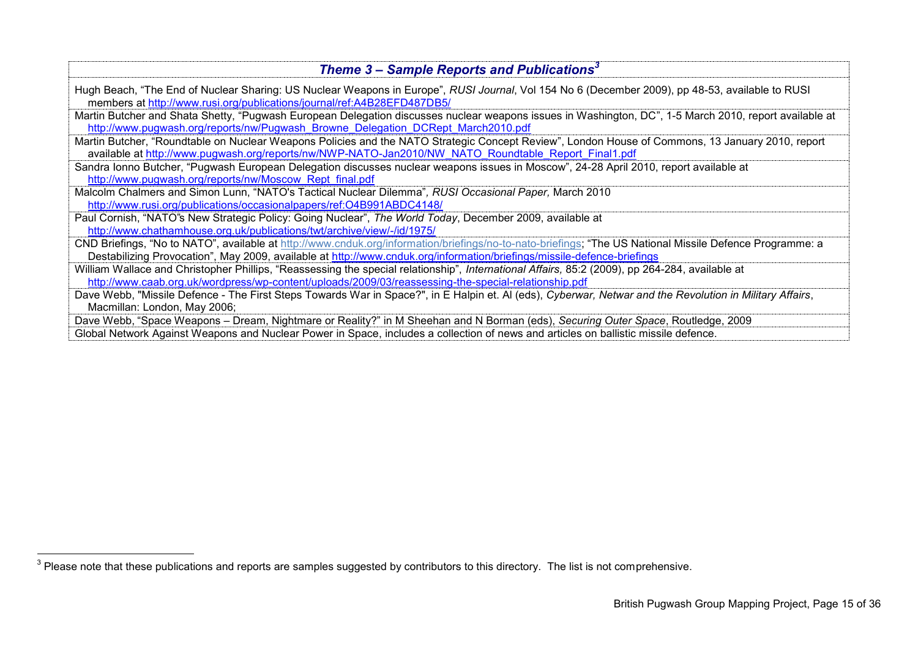| *Theme 3 – Sample Reports and Publications*[3] |
|---|
| Hugh Beach, "The End of Nuclear Sharing: US Nuclear Weapons in Europe", *RUSI Journal*, Vol 154 No 6 (December 2009), pp 48-53, available to RUSI members at http://www.rusi.org/publications/journal/ref:A4B28EFD487DB5/ |
| Martin Butcher and Shata Shetty, "Pugwash European Delegation discusses nuclear weapons issues in Washington, DC", 1-5 March 2010, report available at http://www.pugwash.org/reports/nw/Pugwash_Browne_Delegation_DCRept_March2010.pdf |
| Martin Butcher, "Roundtable on Nuclear Weapons Policies and the NATO Strategic Concept Review", London House of Commons, 13 January 2010, report available at http://www.pugwash.org/reports/nw/NWP-NATO-Jan2010/NW_NATO_Roundtable_Report_Final1.pdf |
| Sandra Ionno Butcher, "Pugwash European Delegation discusses nuclear weapons issues in Moscow", 24-28 April 2010, report available at http://www.pugwash.org/reports/nw/Moscow_Rept_final.pdf |
| Malcolm Chalmers and Simon Lunn, "NATO's Tactical Nuclear Dilemma", *RUSI Occasional Paper,* March 2010 http://www.rusi.org/publications/occasionalpapers/ref:O4B991ABDC4148/ |
| Paul Cornish, "NATO's New Strategic Policy: Going Nuclear", *The World Today*, December 2009, available at http://www.chathamhouse.org.uk/publications/twt/archive/view/-/id/1975/ |
| CND Briefings, "No to NATO", available at http://www.cnduk.org/information/briefings/no-to-nato-briefings; "The US National Missile Defence Programme: a Destabilizing Provocation", May 2009, available at http://www.cnduk.org/information/briefings/missile-defence-briefings |
| William Wallace and Christopher Phillips, "Reassessing the special relationship", *International Affairs,* 85:2 (2009), pp 264-284, available at http://www.caab.org.uk/wordpress/wp-content/uploads/2009/03/reassessing-the-special-relationship.pdf |
| Dave Webb, "Missile Defence - The First Steps Towards War in Space?", in E Halpin et. Al (eds), *Cyberwar, Netwar and the Revolution in Military Affairs*, Macmillan: London, May 2006; |
| Dave Webb, "Space Weapons – Dream, Nightmare or Reality?" in M Sheehan and N Borman (eds), *Securing Outer Space*, Routledge, 2009 |
| Global Network Against Weapons and Nuclear Power in Space, includes a collection of news and articles on ballistic missile defence. |

[3] Please note that these publications and reports are samples suggested by contributors to this directory. The list is not comprehensive.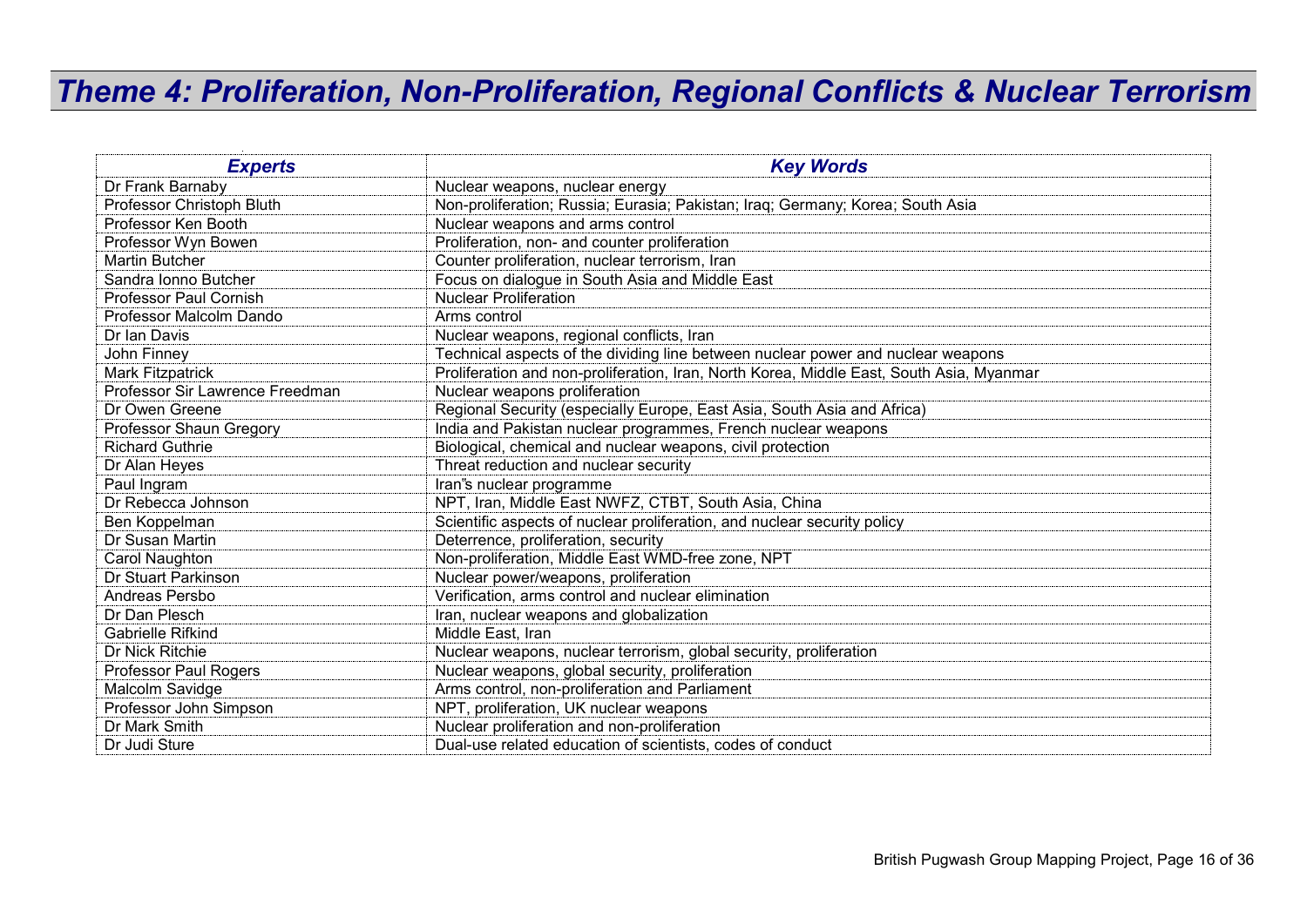# *Theme 4: Proliferation, Non-Proliferation, Regional Conflicts & Nuclear Terrorism*

| *Experts* | *Key Words* |
|---|---|
| Dr Frank Barnaby | Nuclear weapons, nuclear energy |
| Professor Christoph Bluth | Non-proliferation; Russia; Eurasia; Pakistan; Iraq; Germany; Korea; South Asia |
| Professor Ken Booth | Nuclear weapons and arms control |
| Professor Wyn Bowen | Proliferation, non- and counter proliferation |
| Martin Butcher | Counter proliferation, nuclear terrorism, Iran |
| Sandra Ionno Butcher | Focus on dialogue in South Asia and Middle East |
| Professor Paul Cornish | Nuclear Proliferation |
| Professor Malcolm Dando | Arms control |
| Dr Ian Davis | Nuclear weapons, regional conflicts, Iran |
| John Finney | Technical aspects of the dividing line between nuclear power and nuclear weapons |
| Mark Fitzpatrick | Proliferation and non-proliferation, Iran, North Korea, Middle East, South Asia, Myanmar |
| Professor Sir Lawrence Freedman | Nuclear weapons proliferation |
| Dr Owen Greene | Regional Security (especially Europe, East Asia, South Asia and Africa) |
| Professor Shaun Gregory | India and Pakistan nuclear programmes, French nuclear weapons |
| Richard Guthrie | Biological, chemical and nuclear weapons, civil protection |
| Dr Alan Heyes | Threat reduction and nuclear security |
| Paul Ingram | Iran's nuclear programme |
| Dr Rebecca Johnson | NPT, Iran, Middle East NWFZ, CTBT, South Asia, China |
| Ben Koppelman | Scientific aspects of nuclear proliferation, and nuclear security policy |
| Dr Susan Martin | Deterrence, proliferation, security |
| Carol Naughton | Non-proliferation, Middle East WMD-free zone, NPT |
| Dr Stuart Parkinson | Nuclear power/weapons, proliferation |
| Andreas Persbo | Verification, arms control and nuclear elimination |
| Dr Dan Plesch | Iran, nuclear weapons and globalization |
| Gabrielle Rifkind | Middle East, Iran |
| Dr Nick Ritchie | Nuclear weapons, nuclear terrorism, global security, proliferation |
| Professor Paul Rogers | Nuclear weapons, global security, proliferation |
| Malcolm Savidge | Arms control, non-proliferation and Parliament |
| Professor John Simpson | NPT, proliferation, UK nuclear weapons |
| Dr Mark Smith | Nuclear proliferation and non-proliferation |
| Dr Judi Sture | Dual-use related education of scientists, codes of conduct |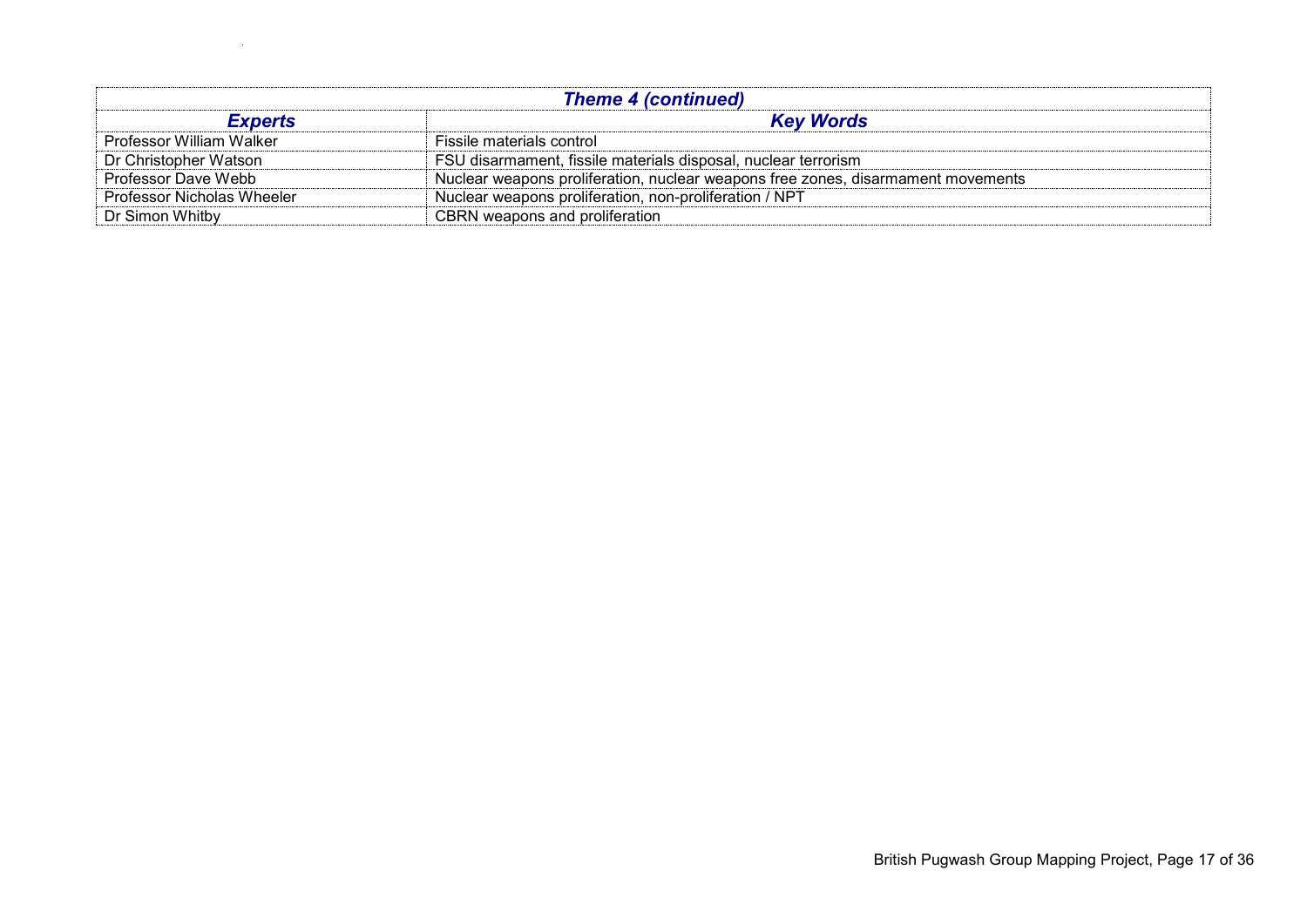| ***Theme 4 (continued)*** | |
|---|---|
| ***Experts*** | ***Key Words*** |
| Professor William Walker | Fissile materials control |
| Dr Christopher Watson | FSU disarmament, fissile materials disposal, nuclear terrorism |
| Professor Dave Webb | Nuclear weapons proliferation, nuclear weapons free zones, disarmament movements |
| Professor Nicholas Wheeler | Nuclear weapons proliferation, non-proliferation / NPT |
| Dr Simon Whitby | CBRN weapons and proliferation |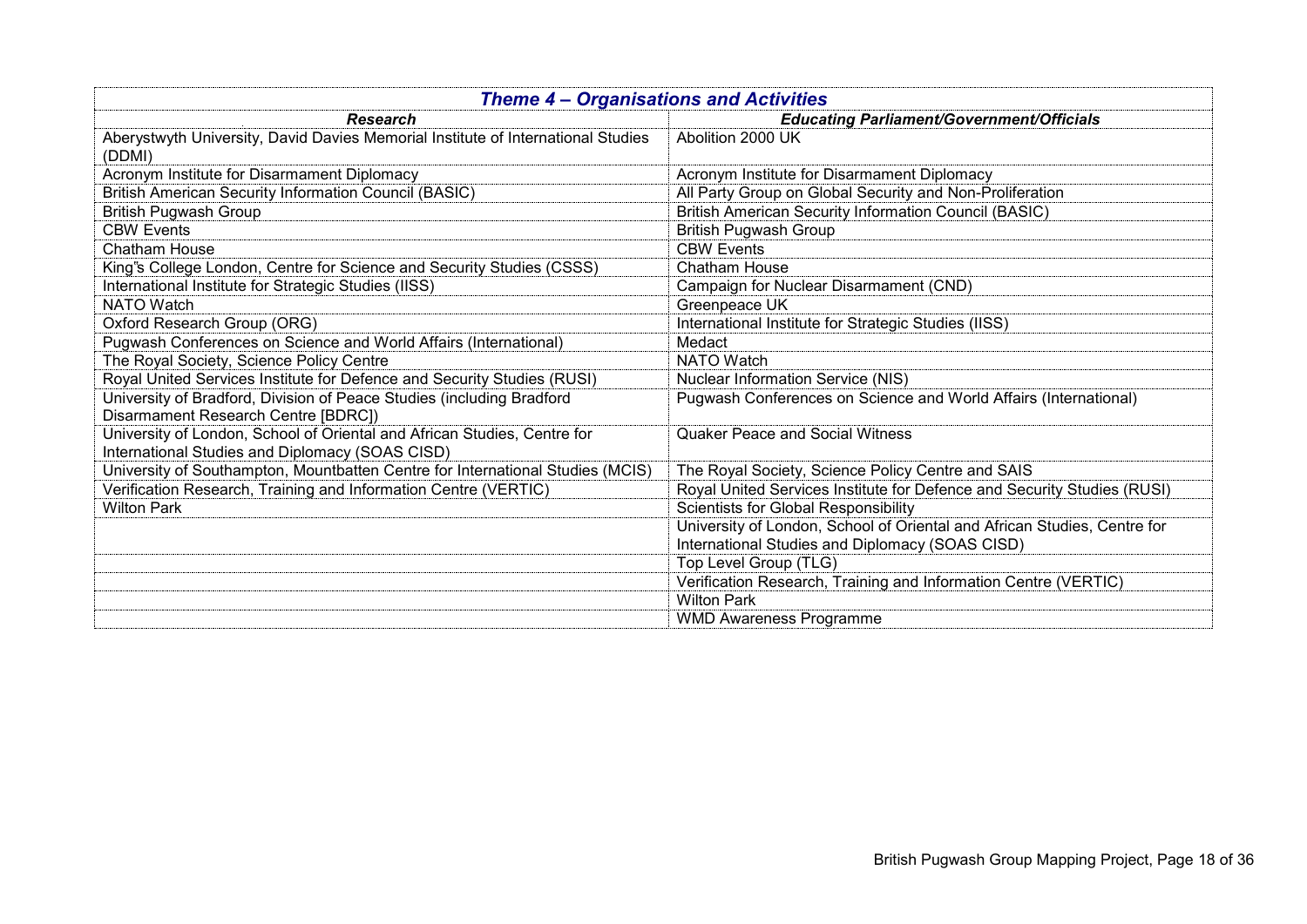| *Theme 4 – Organisations and Activities* | |
|---|---|
| ***Research*** | ***Educating Parliament/Government/Officials*** |
| Aberystwyth University, David Davies Memorial Institute of International Studies (DDMI) | Abolition 2000 UK |
| Acronym Institute for Disarmament Diplomacy | Acronym Institute for Disarmament Diplomacy |
| British American Security Information Council (BASIC) | All Party Group on Global Security and Non-Proliferation |
| British Pugwash Group | British American Security Information Council (BASIC) |
| CBW Events | British Pugwash Group |
| Chatham House | CBW Events |
| King's College London, Centre for Science and Security Studies (CSSS) | Chatham House |
| International Institute for Strategic Studies (IISS) | Campaign for Nuclear Disarmament (CND) |
| NATO Watch | Greenpeace UK |
| Oxford Research Group (ORG) | International Institute for Strategic Studies (IISS) |
| Pugwash Conferences on Science and World Affairs (International) | Medact |
| The Royal Society, Science Policy Centre | NATO Watch |
| Royal United Services Institute for Defence and Security Studies (RUSI) | Nuclear Information Service (NIS) |
| University of Bradford, Division of Peace Studies (including Bradford Disarmament Research Centre [BDRC]) | Pugwash Conferences on Science and World Affairs (International) |
| University of London, School of Oriental and African Studies, Centre for International Studies and Diplomacy (SOAS CISD) | Quaker Peace and Social Witness |
| University of Southampton, Mountbatten Centre for International Studies (MCIS) | The Royal Society, Science Policy Centre and SAIS |
| Verification Research, Training and Information Centre (VERTIC) | Royal United Services Institute for Defence and Security Studies (RUSI) |
| Wilton Park | Scientists for Global Responsibility |
| | University of London, School of Oriental and African Studies, Centre for International Studies and Diplomacy (SOAS CISD) |
| | Top Level Group (TLG) |
| | Verification Research, Training and Information Centre (VERTIC) |
| | Wilton Park |
| | WMD Awareness Programme |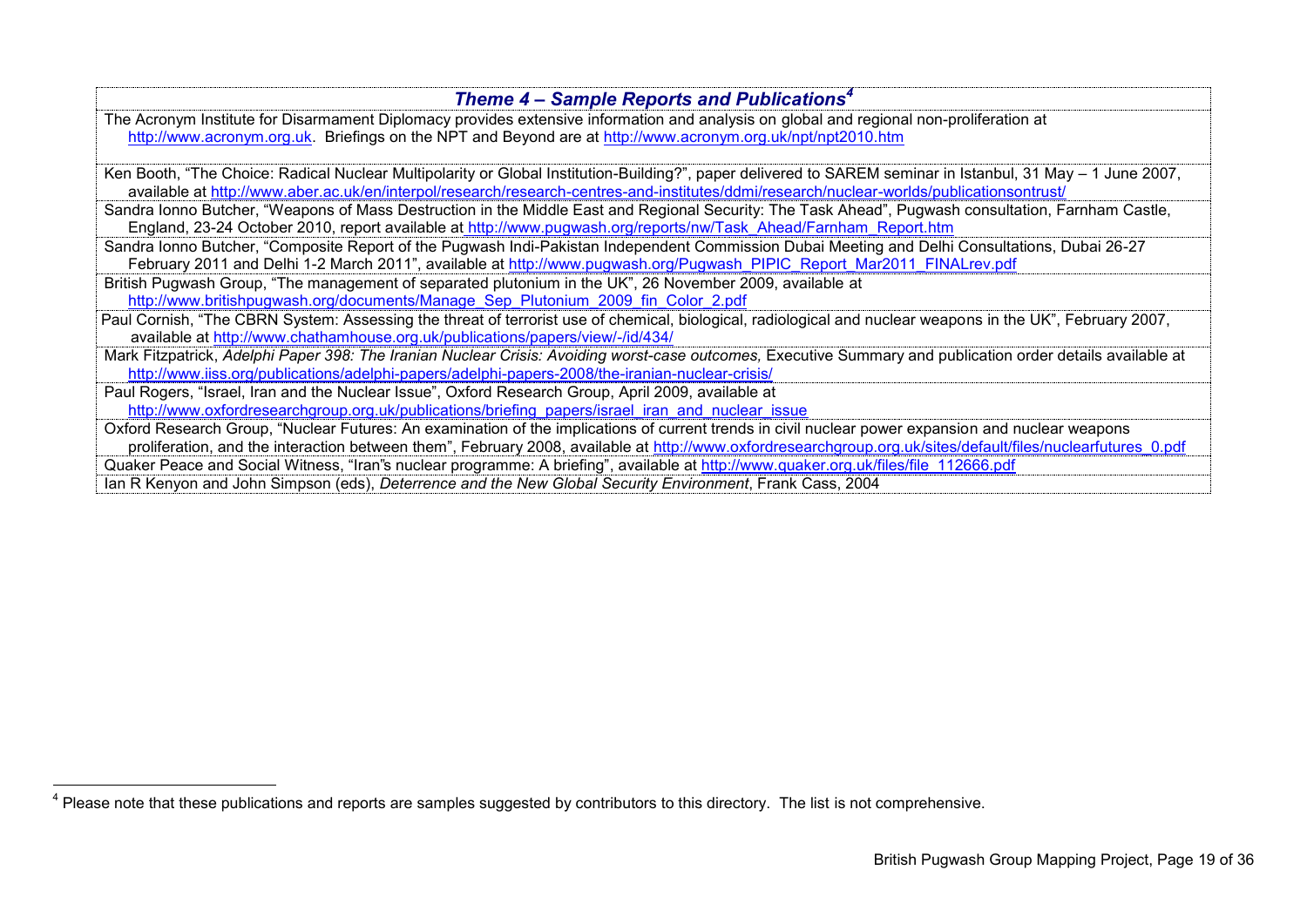## *Theme 4 – Sample Reports and Publications*[4]

The Acronym Institute for Disarmament Diplomacy provides extensive information and analysis on global and regional non-proliferation at http://www.acronym.org.uk. Briefings on the NPT and Beyond are at http://www.acronym.org.uk/npt/npt2010.htm

Ken Booth, "The Choice: Radical Nuclear Multipolarity or Global Institution-Building?", paper delivered to SAREM seminar in Istanbul, 31 May – 1 June 2007, available at http://www.aber.ac.uk/en/interpol/research/research-centres-and-institutes/ddmi/research/nuclear-worlds/publicationsontrust/

Sandra Ionno Butcher, "Weapons of Mass Destruction in the Middle East and Regional Security: The Task Ahead", Pugwash consultation, Farnham Castle, England, 23-24 October 2010, report available at http://www.pugwash.org/reports/nw/Task_Ahead/Farnham_Report.htm

Sandra Ionno Butcher, "Composite Report of the Pugwash Indi-Pakistan Independent Commission Dubai Meeting and Delhi Consultations, Dubai 26-27 February 2011 and Delhi 1-2 March 2011", available at http://www.pugwash.org/Pugwash_PIPIC_Report_Mar2011_FINALrev.pdf

British Pugwash Group, "The management of separated plutonium in the UK", 26 November 2009, available at http://www.britishpugwash.org/documents/Manage_Sep_Plutonium_2009_fin_Color_2.pdf

Paul Cornish, "The CBRN System: Assessing the threat of terrorist use of chemical, biological, radiological and nuclear weapons in the UK", February 2007, available at http://www.chathamhouse.org.uk/publications/papers/view/-/id/434/

Mark Fitzpatrick, *Adelphi Paper 398: The Iranian Nuclear Crisis: Avoiding worst-case outcomes,* Executive Summary and publication order details available at http://www.iiss.org/publications/adelphi-papers/adelphi-papers-2008/the-iranian-nuclear-crisis/

Paul Rogers, "Israel, Iran and the Nuclear Issue", Oxford Research Group, April 2009, available at http://www.oxfordresearchgroup.org.uk/publications/briefing_papers/israel_iran_and_nuclear_issue

Oxford Research Group, "Nuclear Futures: An examination of the implications of current trends in civil nuclear power expansion and nuclear weapons proliferation, and the interaction between them", February 2008, available at http://www.oxfordresearchgroup.org.uk/sites/default/files/nuclearfutures_0.pdf

Quaker Peace and Social Witness, "Iran"s nuclear programme: A briefing", available at http://www.quaker.org.uk/files/file_112666.pdf

Ian R Kenyon and John Simpson (eds), *Deterrence and the New Global Security Environment*, Frank Cass, 2004

[4] Please note that these publications and reports are samples suggested by contributors to this directory. The list is not comprehensive.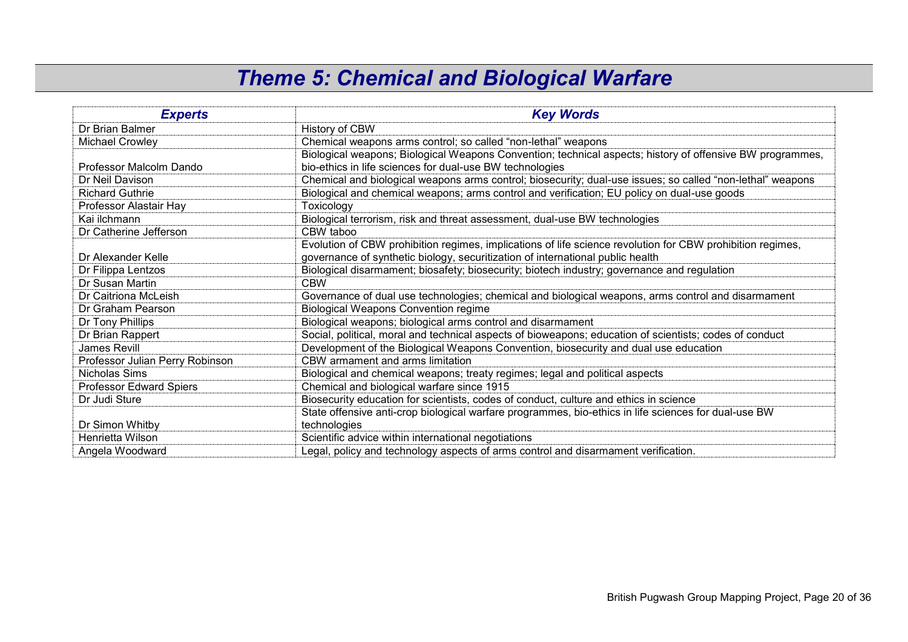# *Theme 5: Chemical and Biological Warfare*

| *Experts* | *Key Words* |
|---|---|
| Dr Brian Balmer | History of CBW |
| Michael Crowley | Chemical weapons arms control; so called "non-lethal" weapons |
| Professor Malcolm Dando | Biological weapons; Biological Weapons Convention; technical aspects; history of offensive BW programmes, bio-ethics in life sciences for dual-use BW technologies |
| Dr Neil Davison | Chemical and biological weapons arms control; biosecurity; dual-use issues; so called "non-lethal" weapons |
| Richard Guthrie | Biological and chemical weapons; arms control and verification; EU policy on dual-use goods |
| Professor Alastair Hay | Toxicology |
| Kai ilchmann | Biological terrorism, risk and threat assessment, dual-use BW technologies |
| Dr Catherine Jefferson | CBW taboo |
| Dr Alexander Kelle | Evolution of CBW prohibition regimes, implications of life science revolution for CBW prohibition regimes, governance of synthetic biology, securitization of international public health |
| Dr Filippa Lentzos | Biological disarmament; biosafety; biosecurity; biotech industry; governance and regulation |
| Dr Susan Martin | CBW |
| Dr Caitriona McLeish | Governance of dual use technologies; chemical and biological weapons, arms control and disarmament |
| Dr Graham Pearson | Biological Weapons Convention regime |
| Dr Tony Phillips | Biological weapons; biological arms control and disarmament |
| Dr Brian Rappert | Social, political, moral and technical aspects of bioweapons; education of scientists; codes of conduct |
| James Revill | Development of the Biological Weapons Convention, biosecurity and dual use education |
| Professor Julian Perry Robinson | CBW armament and arms limitation |
| Nicholas Sims | Biological and chemical weapons; treaty regimes; legal and political aspects |
| Professor Edward Spiers | Chemical and biological warfare since 1915 |
| Dr Judi Sture | Biosecurity education for scientists, codes of conduct, culture and ethics in science |
| Dr Simon Whitby | State offensive anti-crop biological warfare programmes, bio-ethics in life sciences for dual-use BW technologies |
| Henrietta Wilson | Scientific advice within international negotiations |
| Angela Woodward | Legal, policy and technology aspects of arms control and disarmament verification. |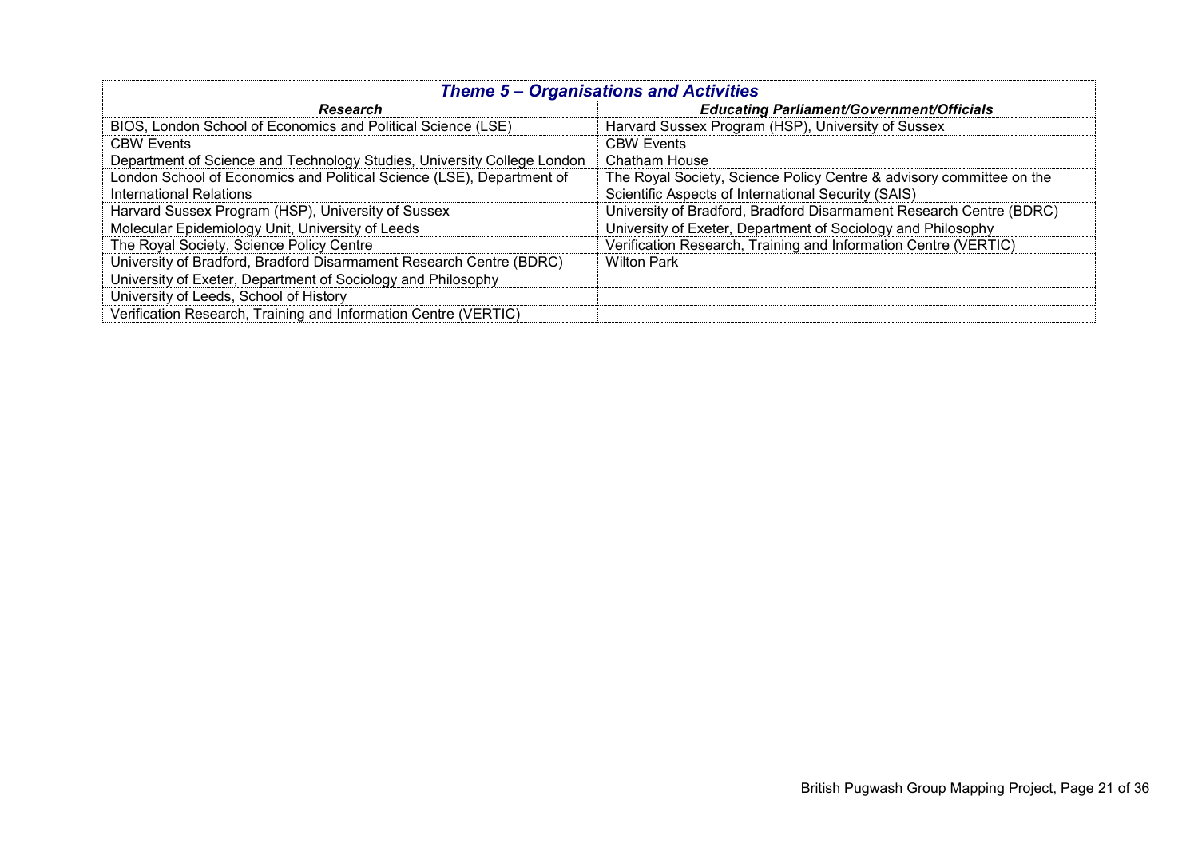| Theme 5 – Organisations and Activities | |
|---|---|
| ***Research*** | ***Educating Parliament/Government/Officials*** |
| BIOS, London School of Economics and Political Science (LSE) | Harvard Sussex Program (HSP), University of Sussex |
| CBW Events | CBW Events |
| Department of Science and Technology Studies, University College London | Chatham House |
| London School of Economics and Political Science (LSE), Department of International Relations | The Royal Society, Science Policy Centre & advisory committee on the Scientific Aspects of International Security (SAIS) |
| Harvard Sussex Program (HSP), University of Sussex | University of Bradford, Bradford Disarmament Research Centre (BDRC) |
| Molecular Epidemiology Unit, University of Leeds | University of Exeter, Department of Sociology and Philosophy |
| The Royal Society, Science Policy Centre | Verification Research, Training and Information Centre (VERTIC) |
| University of Bradford, Bradford Disarmament Research Centre (BDRC) | Wilton Park |
| University of Exeter, Department of Sociology and Philosophy | |
| University of Leeds, School of History | |
| Verification Research, Training and Information Centre (VERTIC) | |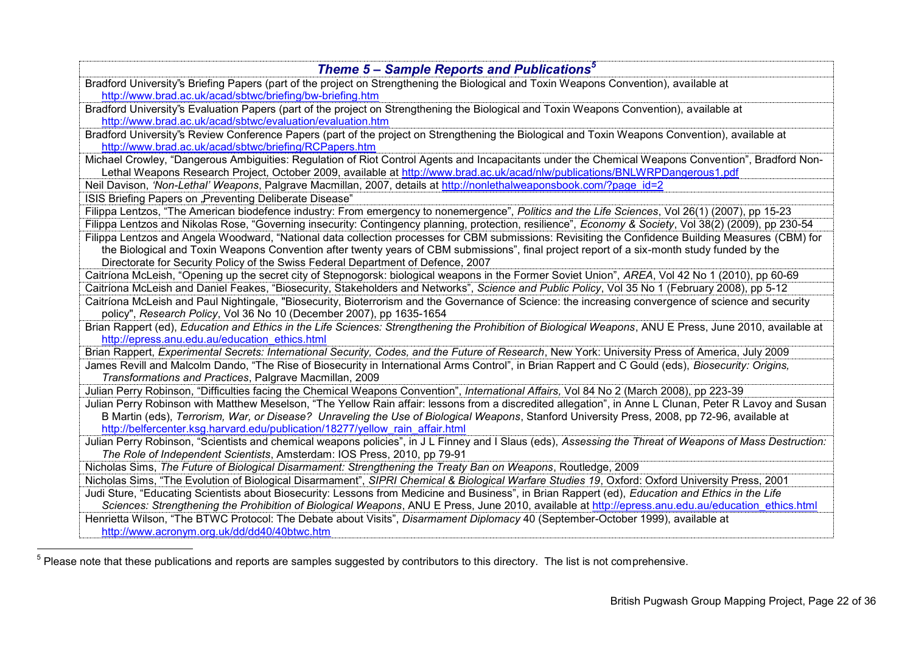| *Theme 5 – Sample Reports and Publications*[5] |
|---|
| Bradford University's Briefing Papers (part of the project on Strengthening the Biological and Toxin Weapons Convention), available at http://www.brad.ac.uk/acad/sbtwc/briefing/bw-briefing.htm |
| Bradford University's Evaluation Papers (part of the project on Strengthening the Biological and Toxin Weapons Convention), available at http://www.brad.ac.uk/acad/sbtwc/evaluation/evaluation.htm |
| Bradford University's Review Conference Papers (part of the project on Strengthening the Biological and Toxin Weapons Convention), available at http://www.brad.ac.uk/acad/sbtwc/briefing/RCPapers.htm |
| Michael Crowley, "Dangerous Ambiguities: Regulation of Riot Control Agents and Incapacitants under the Chemical Weapons Convention", Bradford Non-Lethal Weapons Research Project, October 2009, available at http://www.brad.ac.uk/acad/nlw/publications/BNLWRPDangerous1.pdf |
| Neil Davison, *'Non-Lethal' Weapons*, Palgrave Macmillan, 2007, details at http://nonlethalweaponsbook.com/?page_id=2 |
| ISIS Briefing Papers on „Preventing Deliberate Disease" |
| Filippa Lentzos, "The American biodefence industry: From emergency to nonemergence", *Politics and the Life Sciences*, Vol 26(1) (2007), pp 15-23 |
| Filippa Lentzos and Nikolas Rose, "Governing insecurity: Contingency planning, protection, resilience", *Economy & Society*, Vol 38(2) (2009), pp 230-54 |
| Filippa Lentzos and Angela Woodward, "National data collection processes for CBM submissions: Revisiting the Confidence Building Measures (CBM) for the Biological and Toxin Weapons Convention after twenty years of CBM submissions", final project report of a six-month study funded by the Directorate for Security Policy of the Swiss Federal Department of Defence, 2007 |
| Caitríona McLeish, "Opening up the secret city of Stepnogorsk: biological weapons in the Former Soviet Union", *AREA*, Vol 42 No 1 (2010), pp 60-69 |
| Caitríona McLeish and Daniel Feakes, "Biosecurity, Stakeholders and Networks", *Science and Public Policy*, Vol 35 No 1 (February 2008), pp 5-12 |
| Caitríona McLeish and Paul Nightingale, "Biosecurity, Bioterrorism and the Governance of Science: the increasing convergence of science and security policy", *Research Policy*, Vol 36 No 10 (December 2007), pp 1635-1654 |
| Brian Rappert (ed), *Education and Ethics in the Life Sciences: Strengthening the Prohibition of Biological Weapons*, ANU E Press, June 2010, available at http://epress.anu.edu.au/education_ethics.html |
| Brian Rappert, *Experimental Secrets: International Security, Codes, and the Future of Research*, New York: University Press of America, July 2009 |
| James Revill and Malcolm Dando, "The Rise of Biosecurity in International Arms Control", in Brian Rappert and C Gould (eds), *Biosecurity: Origins, Transformations and Practices*, Palgrave Macmillan, 2009 |
| Julian Perry Robinson, "Difficulties facing the Chemical Weapons Convention", *International Affairs,* Vol 84 No 2 (March 2008), pp 223-39 |
| Julian Perry Robinson with Matthew Meselson, "The Yellow Rain affair: lessons from a discredited allegation", in Anne L Clunan, Peter R Lavoy and Susan B Martin (eds), *Terrorism, War, or Disease? Unraveling the Use of Biological Weapons*, Stanford University Press, 2008, pp 72-96, available at http://belfercenter.ksg.harvard.edu/publication/18277/yellow_rain_affair.html |
| Julian Perry Robinson, "Scientists and chemical weapons policies", in J L Finney and I Slaus (eds), *Assessing the Threat of Weapons of Mass Destruction: The Role of Independent Scientists*, Amsterdam: IOS Press, 2010, pp 79-91 |
| Nicholas Sims, *The Future of Biological Disarmament: Strengthening the Treaty Ban on Weapons*, Routledge, 2009 |
| Nicholas Sims, "The Evolution of Biological Disarmament", *SIPRI Chemical & Biological Warfare Studies 19*, Oxford: Oxford University Press, 2001 |
| Judi Sture, "Educating Scientists about Biosecurity: Lessons from Medicine and Business", in Brian Rappert (ed), *Education and Ethics in the Life Sciences: Strengthening the Prohibition of Biological Weapons*, ANU E Press, June 2010, available at http://epress.anu.edu.au/education_ethics.html |
| Henrietta Wilson, "The BTWC Protocol: The Debate about Visits", *Disarmament Diplomacy* 40 (September-October 1999), available at http://www.acronym.org.uk/dd/dd40/40btwc.htm |

[5] Please note that these publications and reports are samples suggested by contributors to this directory. The list is not comprehensive.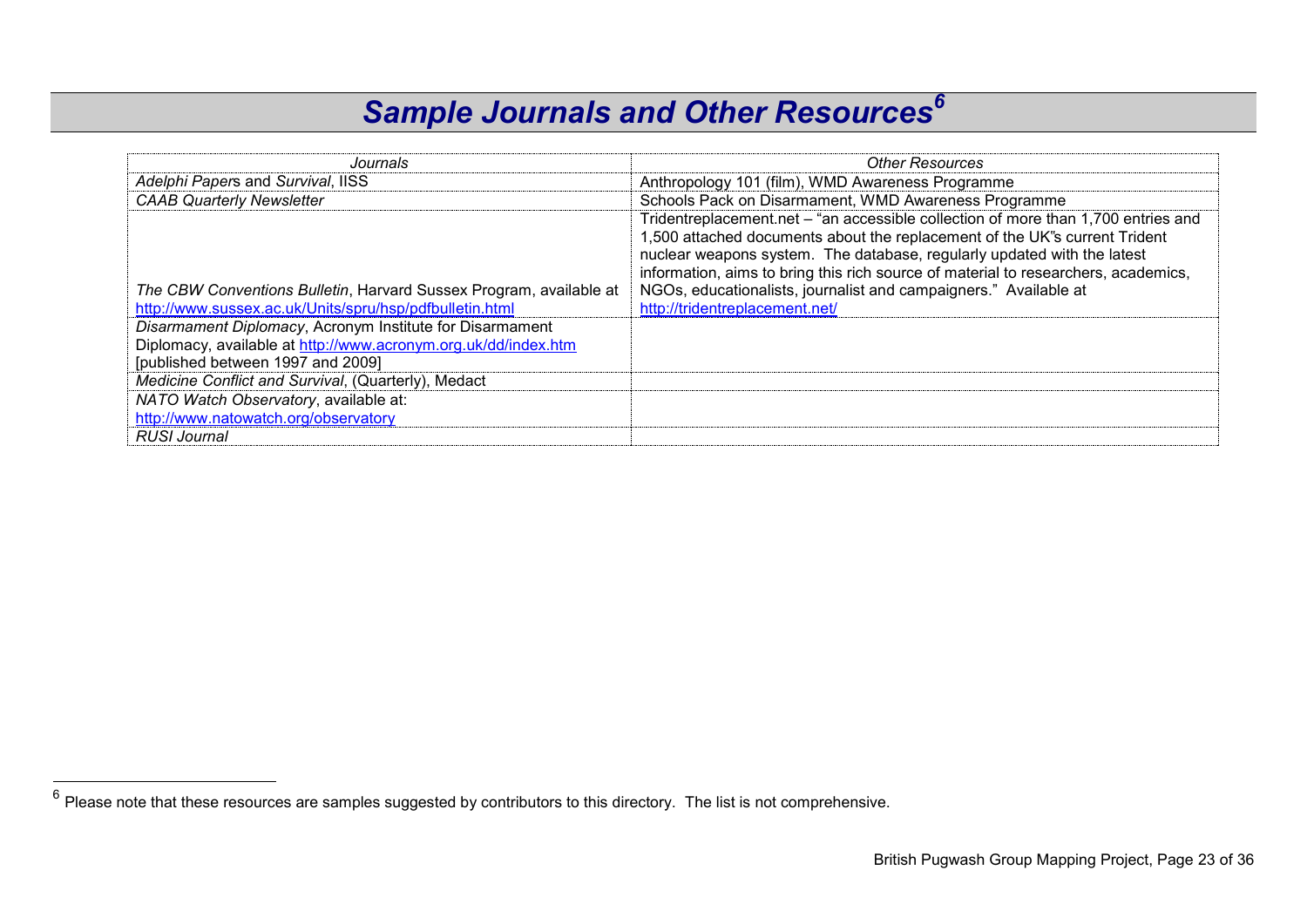# *Sample Journals and Other Resources*[6]

| *Journals* | *Other Resources* |
|---|---|
| *Adelphi Papers* and *Survival*, IISS | Anthropology 101 (film), WMD Awareness Programme |
| *CAAB Quarterly Newsletter* | Schools Pack on Disarmament, WMD Awareness Programme |
| *The CBW Conventions Bulletin*, Harvard Sussex Program, available at http://www.sussex.ac.uk/Units/spru/hsp/pdfbulletin.html | Tridentreplacement.net – "an accessible collection of more than 1,700 entries and 1,500 attached documents about the replacement of the UK"s current Trident nuclear weapons system. The database, regularly updated with the latest information, aims to bring this rich source of material to researchers, academics, NGOs, educationalists, journalist and campaigners." Available at http://tridentreplacement.net/ |
| *Disarmament Diplomacy*, Acronym Institute for Disarmament Diplomacy, available at http://www.acronym.org.uk/dd/index.htm [published between 1997 and 2009] | |
| *Medicine Conflict and Survival*, (Quarterly), Medact | |
| *NATO Watch Observatory*, available at: http://www.natowatch.org/observatory | |
| *RUSI Journal* | |

[6] Please note that these resources are samples suggested by contributors to this directory. The list is not comprehensive.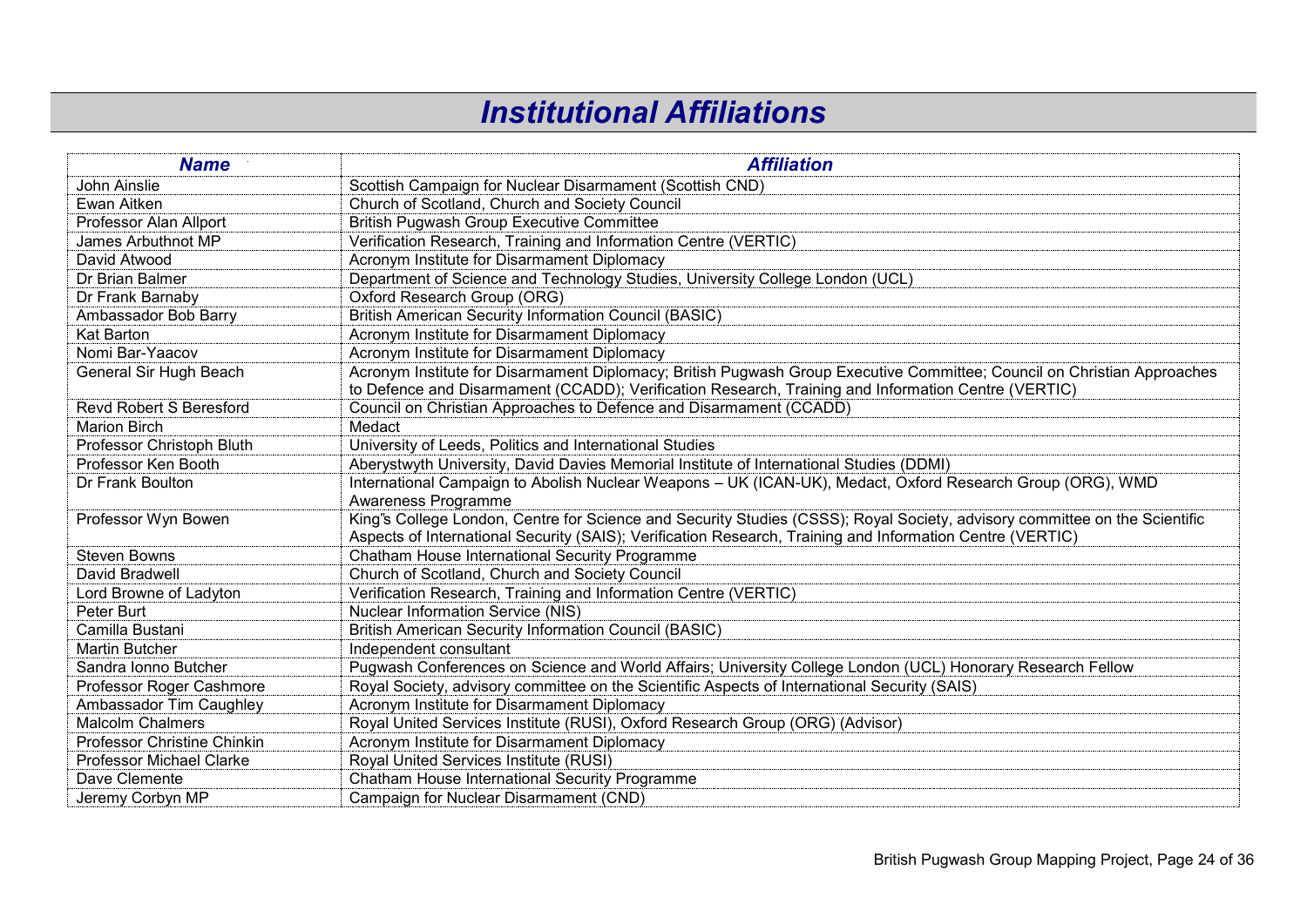# *Institutional Affiliations*

| ***Name*** | ***Affiliation*** |
| --- | --- |
| John Ainslie | Scottish Campaign for Nuclear Disarmament (Scottish CND) |
| Ewan Aitken | Church of Scotland, Church and Society Council |
| Professor Alan Allport | British Pugwash Group Executive Committee |
| James Arbuthnot MP | Verification Research, Training and Information Centre (VERTIC) |
| David Atwood | Acronym Institute for Disarmament Diplomacy |
| Dr Brian Balmer | Department of Science and Technology Studies, University College London (UCL) |
| Dr Frank Barnaby | Oxford Research Group (ORG) |
| Ambassador Bob Barry | British American Security Information Council (BASIC) |
| Kat Barton | Acronym Institute for Disarmament Diplomacy |
| Nomi Bar-Yaacov | Acronym Institute for Disarmament Diplomacy |
| General Sir Hugh Beach | Acronym Institute for Disarmament Diplomacy; British Pugwash Group Executive Committee; Council on Christian Approaches to Defence and Disarmament (CCADD); Verification Research, Training and Information Centre (VERTIC) |
| Revd Robert S Beresford | Council on Christian Approaches to Defence and Disarmament (CCADD) |
| Marion Birch | Medact |
| Professor Christoph Bluth | University of Leeds, Politics and International Studies |
| Professor Ken Booth | Aberystwyth University, David Davies Memorial Institute of International Studies (DDMI) |
| Dr Frank Boulton | International Campaign to Abolish Nuclear Weapons – UK (ICAN-UK), Medact, Oxford Research Group (ORG), WMD Awareness Programme |
| Professor Wyn Bowen | King's College London, Centre for Science and Security Studies (CSSS); Royal Society, advisory committee on the Scientific Aspects of International Security (SAIS); Verification Research, Training and Information Centre (VERTIC) |
| Steven Bowns | Chatham House International Security Programme |
| David Bradwell | Church of Scotland, Church and Society Council |
| Lord Browne of Ladyton | Verification Research, Training and Information Centre (VERTIC) |
| Peter Burt | Nuclear Information Service (NIS) |
| Camilla Bustani | British American Security Information Council (BASIC) |
| Martin Butcher | Independent consultant |
| Sandra Ionno Butcher | Pugwash Conferences on Science and World Affairs; University College London (UCL) Honorary Research Fellow |
| Professor Roger Cashmore | Royal Society, advisory committee on the Scientific Aspects of International Security (SAIS) |
| Ambassador Tim Caughley | Acronym Institute for Disarmament Diplomacy |
| Malcolm Chalmers | Royal United Services Institute (RUSI), Oxford Research Group (ORG) (Advisor) |
| Professor Christine Chinkin | Acronym Institute for Disarmament Diplomacy |
| Professor Michael Clarke | Royal United Services Institute (RUSI) |
| Dave Clemente | Chatham House International Security Programme |
| Jeremy Corbyn MP | Campaign for Nuclear Disarmament (CND) |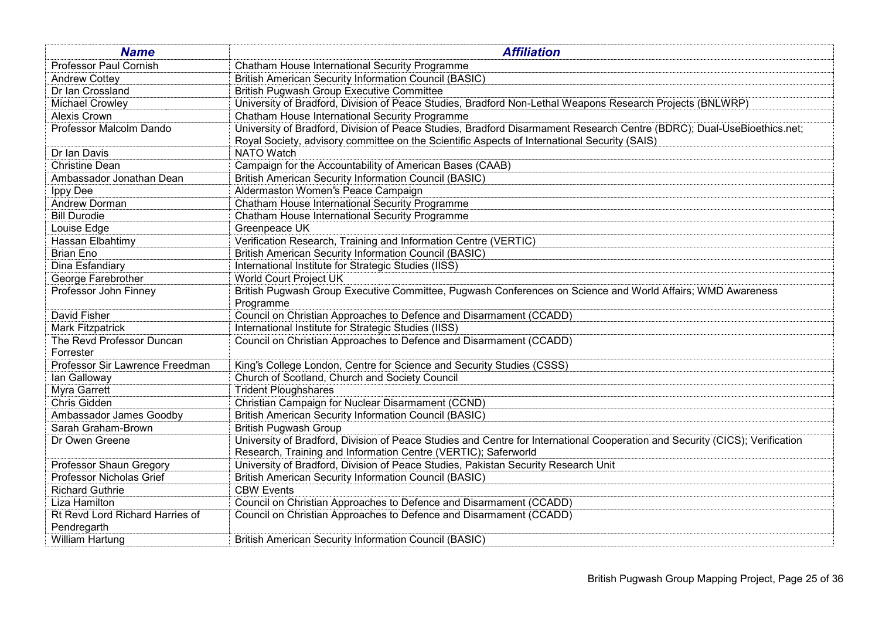| ***Name*** | ***Affiliation*** |
| --- | --- |
| Professor Paul Cornish | Chatham House International Security Programme |
| Andrew Cottey | British American Security Information Council (BASIC) |
| Dr Ian Crossland | British Pugwash Group Executive Committee |
| Michael Crowley | University of Bradford, Division of Peace Studies, Bradford Non-Lethal Weapons Research Projects (BNLWRP) |
| Alexis Crown | Chatham House International Security Programme |
| Professor Malcolm Dando | University of Bradford, Division of Peace Studies, Bradford Disarmament Research Centre (BDRC); Dual-UseBioethics.net; Royal Society, advisory committee on the Scientific Aspects of International Security (SAIS) |
| Dr Ian Davis | NATO Watch |
| Christine Dean | Campaign for the Accountability of American Bases (CAAB) |
| Ambassador Jonathan Dean | British American Security Information Council (BASIC) |
| Ippy Dee | Aldermaston Women"s Peace Campaign |
| Andrew Dorman | Chatham House International Security Programme |
| Bill Durodie | Chatham House International Security Programme |
| Louise Edge | Greenpeace UK |
| Hassan Elbahtimy | Verification Research, Training and Information Centre (VERTIC) |
| Brian Eno | British American Security Information Council (BASIC) |
| Dina Esfandiary | International Institute for Strategic Studies (IISS) |
| George Farebrother | World Court Project UK |
| Professor John Finney | British Pugwash Group Executive Committee, Pugwash Conferences on Science and World Affairs; WMD Awareness Programme |
| David Fisher | Council on Christian Approaches to Defence and Disarmament (CCADD) |
| Mark Fitzpatrick | International Institute for Strategic Studies (IISS) |
| The Revd Professor Duncan Forrester | Council on Christian Approaches to Defence and Disarmament (CCADD) |
| Professor Sir Lawrence Freedman | King"s College London, Centre for Science and Security Studies (CSSS) |
| Ian Galloway | Church of Scotland, Church and Society Council |
| Myra Garrett | Trident Ploughshares |
| Chris Gidden | Christian Campaign for Nuclear Disarmament (CCND) |
| Ambassador James Goodby | British American Security Information Council (BASIC) |
| Sarah Graham-Brown | British Pugwash Group |
| Dr Owen Greene | University of Bradford, Division of Peace Studies and Centre for International Cooperation and Security (CICS); Verification Research, Training and Information Centre (VERTIC); Saferworld |
| Professor Shaun Gregory | University of Bradford, Division of Peace Studies, Pakistan Security Research Unit |
| Professor Nicholas Grief | British American Security Information Council (BASIC) |
| Richard Guthrie | CBW Events |
| Liza Hamilton | Council on Christian Approaches to Defence and Disarmament (CCADD) |
| Rt Revd Lord Richard Harries of Pendregarth | Council on Christian Approaches to Defence and Disarmament (CCADD) |
| William Hartung | British American Security Information Council (BASIC) |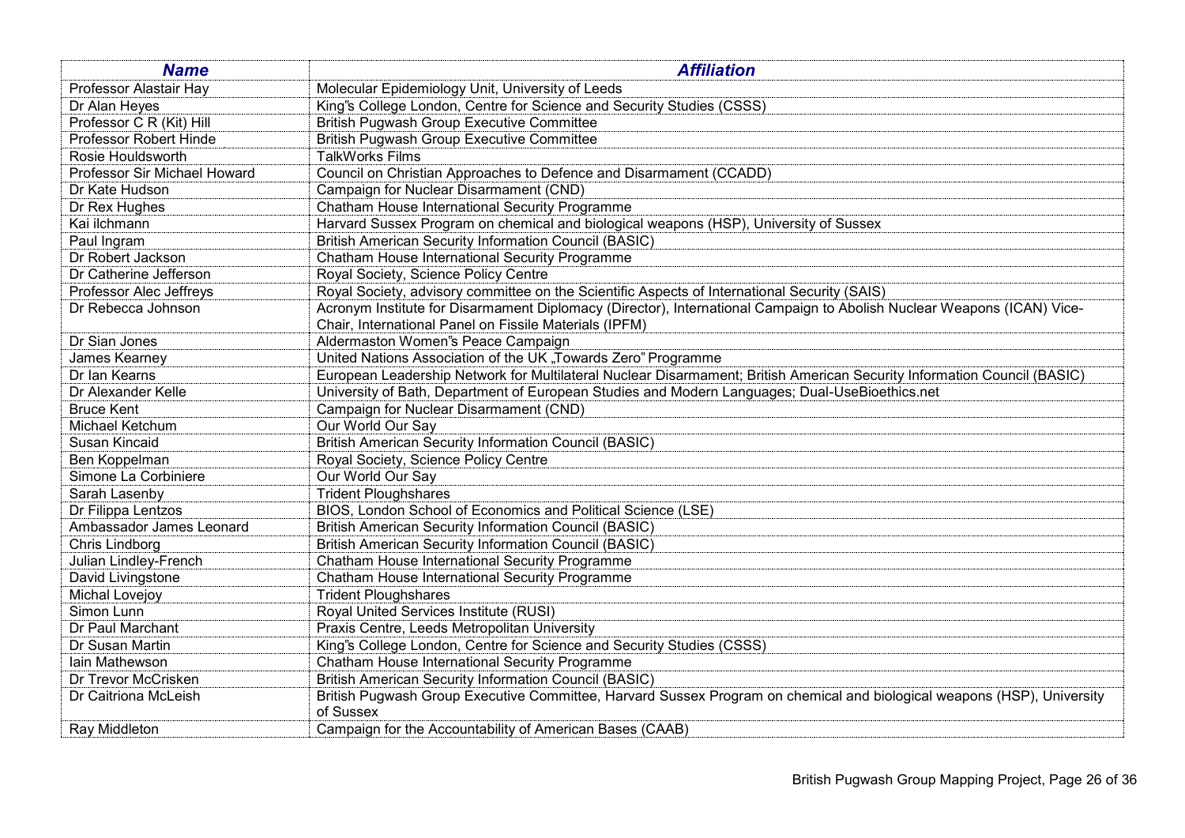| Name | Affiliation |
| --- | --- |
| Professor Alastair Hay | Molecular Epidemiology Unit, University of Leeds |
| Dr Alan Heyes | King"s College London, Centre for Science and Security Studies (CSSS) |
| Professor C R (Kit) Hill | British Pugwash Group Executive Committee |
| Professor Robert Hinde | British Pugwash Group Executive Committee |
| Rosie Houldsworth | TalkWorks Films |
| Professor Sir Michael Howard | Council on Christian Approaches to Defence and Disarmament (CCADD) |
| Dr Kate Hudson | Campaign for Nuclear Disarmament (CND) |
| Dr Rex Hughes | Chatham House International Security Programme |
| Kai ilchmann | Harvard Sussex Program on chemical and biological weapons (HSP), University of Sussex |
| Paul Ingram | British American Security Information Council (BASIC) |
| Dr Robert Jackson | Chatham House International Security Programme |
| Dr Catherine Jefferson | Royal Society, Science Policy Centre |
| Professor Alec Jeffreys | Royal Society, advisory committee on the Scientific Aspects of International Security (SAIS) |
| Dr Rebecca Johnson | Acronym Institute for Disarmament Diplomacy (Director), International Campaign to Abolish Nuclear Weapons (ICAN) Vice-Chair, International Panel on Fissile Materials (IPFM) |
| Dr Sian Jones | Aldermaston Women"s Peace Campaign |
| James Kearney | United Nations Association of the UK „Towards Zero" Programme |
| Dr Ian Kearns | European Leadership Network for Multilateral Nuclear Disarmament; British American Security Information Council (BASIC) |
| Dr Alexander Kelle | University of Bath, Department of European Studies and Modern Languages; Dual-UseBioethics.net |
| Bruce Kent | Campaign for Nuclear Disarmament (CND) |
| Michael Ketchum | Our World Our Say |
| Susan Kincaid | British American Security Information Council (BASIC) |
| Ben Koppelman | Royal Society, Science Policy Centre |
| Simone La Corbiniere | Our World Our Say |
| Sarah Lasenby | Trident Ploughshares |
| Dr Filippa Lentzos | BIOS, London School of Economics and Political Science (LSE) |
| Ambassador James Leonard | British American Security Information Council (BASIC) |
| Chris Lindborg | British American Security Information Council (BASIC) |
| Julian Lindley-French | Chatham House International Security Programme |
| David Livingstone | Chatham House International Security Programme |
| Michal Lovejoy | Trident Ploughshares |
| Simon Lunn | Royal United Services Institute (RUSI) |
| Dr Paul Marchant | Praxis Centre, Leeds Metropolitan University |
| Dr Susan Martin | King"s College London, Centre for Science and Security Studies (CSSS) |
| Iain Mathewson | Chatham House International Security Programme |
| Dr Trevor McCrisken | British American Security Information Council (BASIC) |
| Dr Caitriona McLeish | British Pugwash Group Executive Committee, Harvard Sussex Program on chemical and biological weapons (HSP), University of Sussex |
| Ray Middleton | Campaign for the Accountability of American Bases (CAAB) |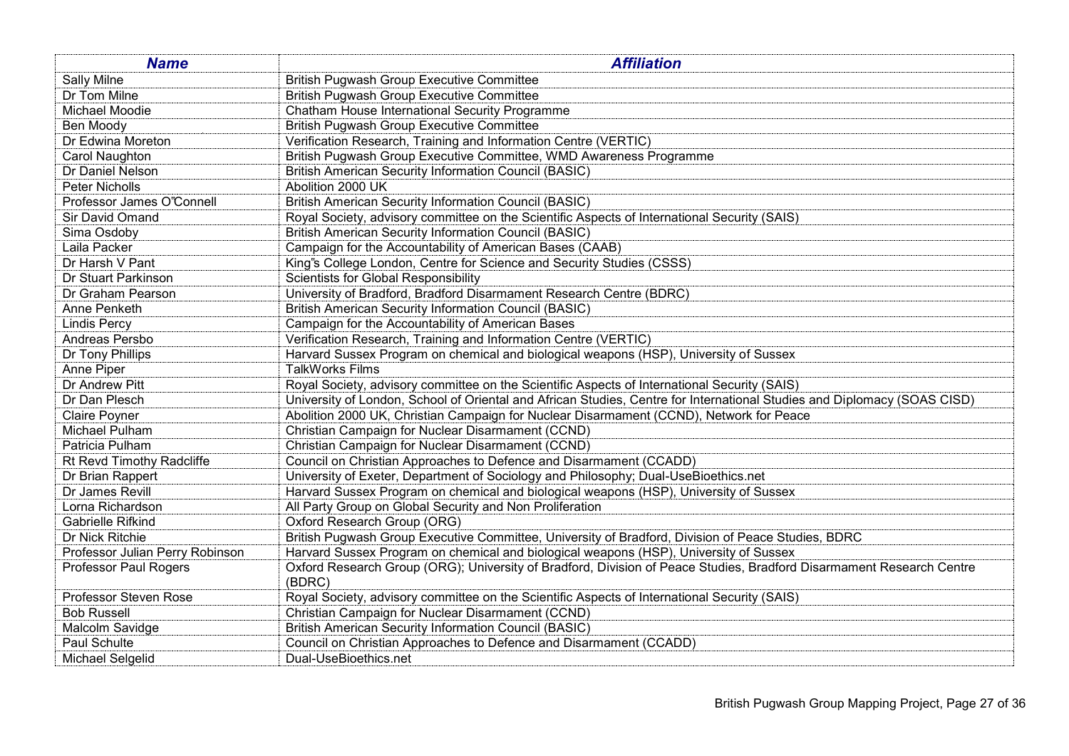| Name | Affiliation |
|---|---|
| Sally Milne | British Pugwash Group Executive Committee |
| Dr Tom Milne | British Pugwash Group Executive Committee |
| Michael Moodie | Chatham House International Security Programme |
| Ben Moody | British Pugwash Group Executive Committee |
| Dr Edwina Moreton | Verification Research, Training and Information Centre (VERTIC) |
| Carol Naughton | British Pugwash Group Executive Committee, WMD Awareness Programme |
| Dr Daniel Nelson | British American Security Information Council (BASIC) |
| Peter Nicholls | Abolition 2000 UK |
| Professor James O‟Connell | British American Security Information Council (BASIC) |
| Sir David Omand | Royal Society, advisory committee on the Scientific Aspects of International Security (SAIS) |
| Sima Osdoby | British American Security Information Council (BASIC) |
| Laila Packer | Campaign for the Accountability of American Bases (CAAB) |
| Dr Harsh V Pant | King‟s College London, Centre for Science and Security Studies (CSSS) |
| Dr Stuart Parkinson | Scientists for Global Responsibility |
| Dr Graham Pearson | University of Bradford, Bradford Disarmament Research Centre (BDRC) |
| Anne Penketh | British American Security Information Council (BASIC) |
| Lindis Percy | Campaign for the Accountability of American Bases |
| Andreas Persbo | Verification Research, Training and Information Centre (VERTIC) |
| Dr Tony Phillips | Harvard Sussex Program on chemical and biological weapons (HSP), University of Sussex |
| Anne Piper | TalkWorks Films |
| Dr Andrew Pitt | Royal Society, advisory committee on the Scientific Aspects of International Security (SAIS) |
| Dr Dan Plesch | University of London, School of Oriental and African Studies, Centre for International Studies and Diplomacy (SOAS CISD) |
| Claire Poyner | Abolition 2000 UK, Christian Campaign for Nuclear Disarmament (CCND), Network for Peace |
| Michael Pulham | Christian Campaign for Nuclear Disarmament (CCND) |
| Patricia Pulham | Christian Campaign for Nuclear Disarmament (CCND) |
| Rt Revd Timothy Radcliffe | Council on Christian Approaches to Defence and Disarmament (CCADD) |
| Dr Brian Rappert | University of Exeter, Department of Sociology and Philosophy; Dual-UseBioethics.net |
| Dr James Revill | Harvard Sussex Program on chemical and biological weapons (HSP), University of Sussex |
| Lorna Richardson | All Party Group on Global Security and Non Proliferation |
| Gabrielle Rifkind | Oxford Research Group (ORG) |
| Dr Nick Ritchie | British Pugwash Group Executive Committee, University of Bradford, Division of Peace Studies, BDRC |
| Professor Julian Perry Robinson | Harvard Sussex Program on chemical and biological weapons (HSP), University of Sussex |
| Professor Paul Rogers | Oxford Research Group (ORG); University of Bradford, Division of Peace Studies, Bradford Disarmament Research Centre (BDRC) |
| Professor Steven Rose | Royal Society, advisory committee on the Scientific Aspects of International Security (SAIS) |
| Bob Russell | Christian Campaign for Nuclear Disarmament (CCND) |
| Malcolm Savidge | British American Security Information Council (BASIC) |
| Paul Schulte | Council on Christian Approaches to Defence and Disarmament (CCADD) |
| Michael Selgelid | Dual-UseBioethics.net |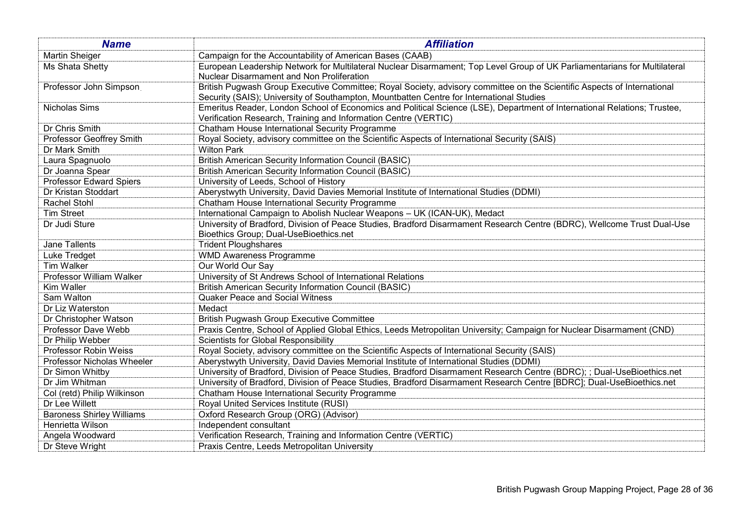| *Name* | *Affiliation* |
|---|---|
| Martin Sheiger | Campaign for the Accountability of American Bases (CAAB) |
| Ms Shata Shetty | European Leadership Network for Multilateral Nuclear Disarmament; Top Level Group of UK Parliamentarians for Multilateral Nuclear Disarmament and Non Proliferation |
| Professor John Simpson | British Pugwash Group Executive Committee; Royal Society, advisory committee on the Scientific Aspects of International Security (SAIS); University of Southampton, Mountbatten Centre for International Studies |
| Nicholas Sims | Emeritus Reader, London School of Economics and Political Science (LSE), Department of International Relations; Trustee, Verification Research, Training and Information Centre (VERTIC) |
| Dr Chris Smith | Chatham House International Security Programme |
| Professor Geoffrey Smith | Royal Society, advisory committee on the Scientific Aspects of International Security (SAIS) |
| Dr Mark Smith | Wilton Park |
| Laura Spagnuolo | British American Security Information Council (BASIC) |
| Dr Joanna Spear | British American Security Information Council (BASIC) |
| Professor Edward Spiers | University of Leeds, School of History |
| Dr Kristan Stoddart | Aberystwyth University, David Davies Memorial Institute of International Studies (DDMI) |
| Rachel Stohl | Chatham House International Security Programme |
| Tim Street | International Campaign to Abolish Nuclear Weapons – UK (ICAN-UK), Medact |
| Dr Judi Sture | University of Bradford, Division of Peace Studies, Bradford Disarmament Research Centre (BDRC), Wellcome Trust Dual-Use Bioethics Group; Dual-UseBioethics.net |
| Jane Tallents | Trident Ploughshares |
| Luke Tredget | WMD Awareness Programme |
| Tim Walker | Our World Our Say |
| Professor William Walker | University of St Andrews School of International Relations |
| Kim Waller | British American Security Information Council (BASIC) |
| Sam Walton | Quaker Peace and Social Witness |
| Dr Liz Waterston | Medact |
| Dr Christopher Watson | British Pugwash Group Executive Committee |
| Professor Dave Webb | Praxis Centre, School of Applied Global Ethics, Leeds Metropolitan University; Campaign for Nuclear Disarmament (CND) |
| Dr Philip Webber | Scientists for Global Responsibility |
| Professor Robin Weiss | Royal Society, advisory committee on the Scientific Aspects of International Security (SAIS) |
| Professor Nicholas Wheeler | Aberystwyth University, David Davies Memorial Institute of International Studies (DDMI) |
| Dr Simon Whitby | University of Bradford, Division of Peace Studies, Bradford Disarmament Research Centre (BDRC); ; Dual-UseBioethics.net |
| Dr Jim Whitman | University of Bradford, Division of Peace Studies, Bradford Disarmament Research Centre [BDRC]; Dual-UseBioethics.net |
| Col (retd) Philip Wilkinson | Chatham House International Security Programme |
| Dr Lee Willett | Royal United Services Institute (RUSI) |
| Baroness Shirley Williams | Oxford Research Group (ORG) (Advisor) |
| Henrietta Wilson | Independent consultant |
| Angela Woodward | Verification Research, Training and Information Centre (VERTIC) |
| Dr Steve Wright | Praxis Centre, Leeds Metropolitan University |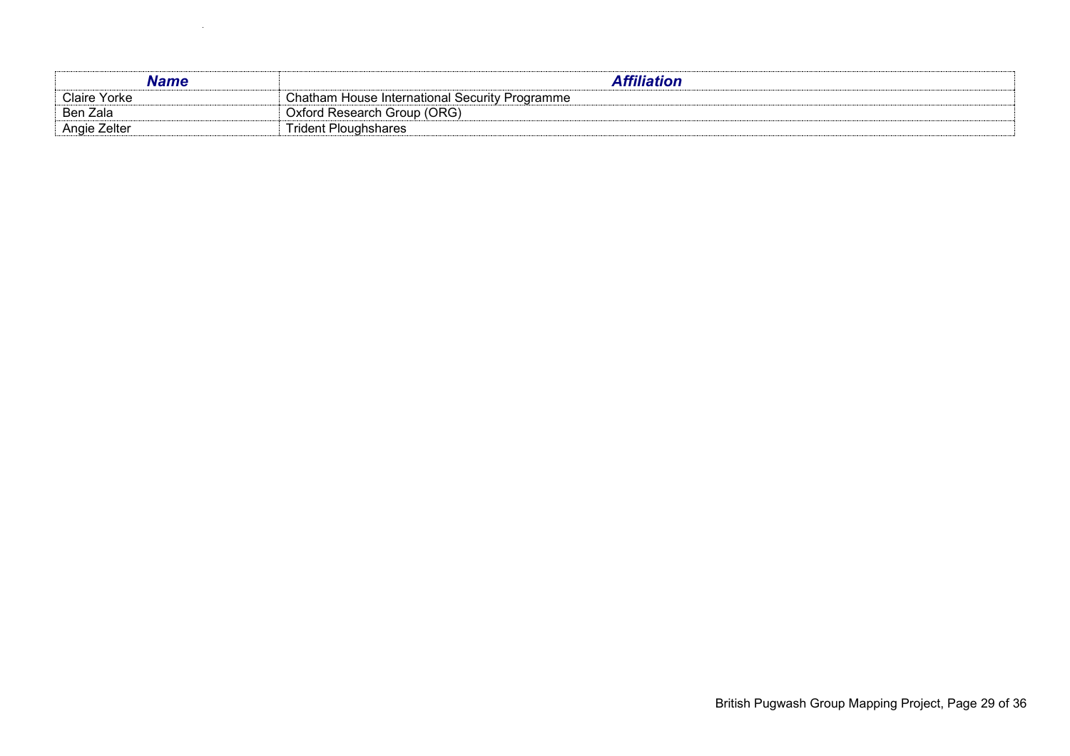| *Name* | *Affiliation* |
| --- | --- |
| Claire Yorke | Chatham House International Security Programme |
| Ben Zala | Oxford Research Group (ORG) |
| Angie Zelter | Trident Ploughshares |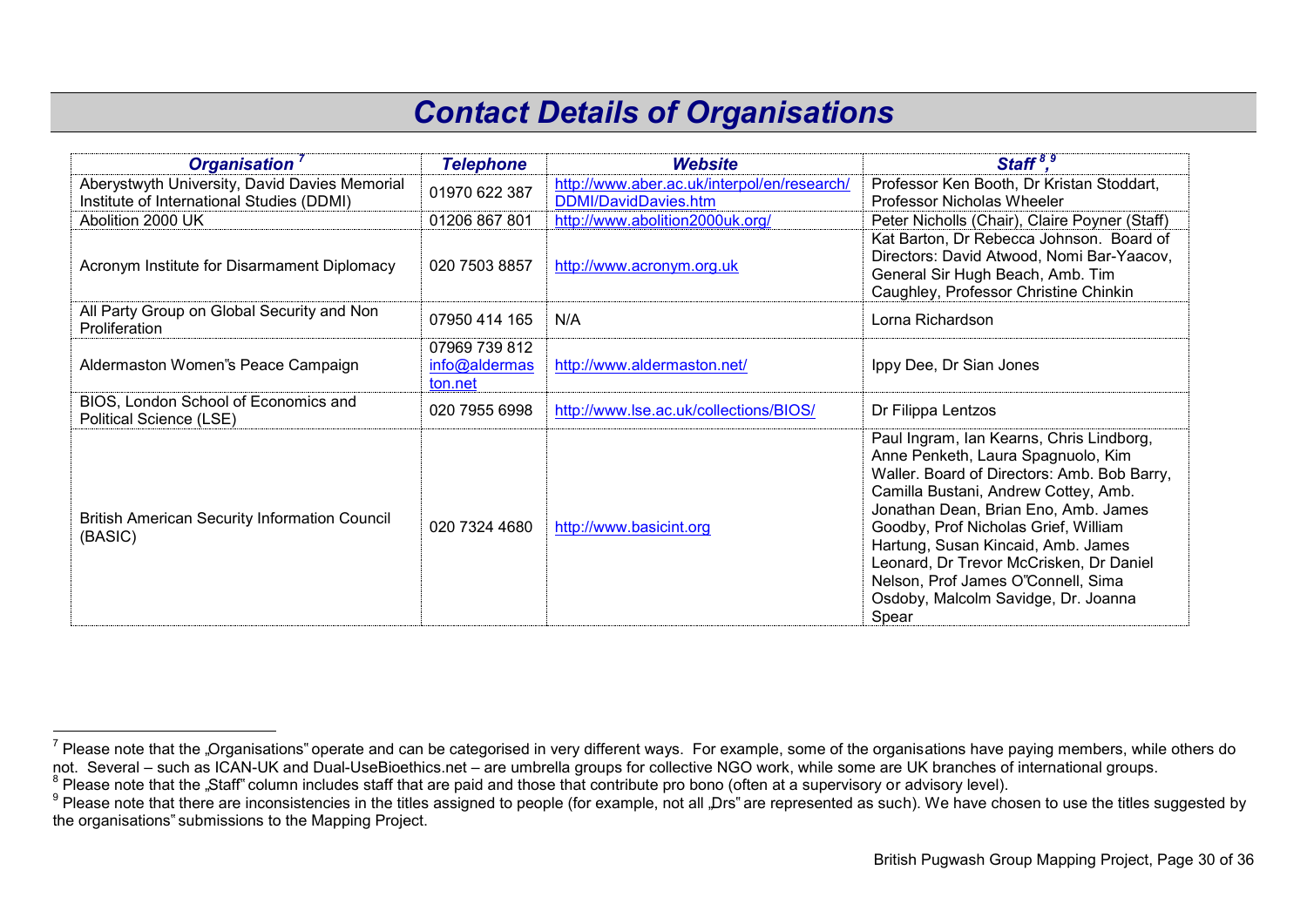# Contact Details of Organisations

| Organisation [7] | Telephone | Website | Staff [8,9] |
|---|---|---|---|
| Aberystwyth University, David Davies Memorial Institute of International Studies (DDMI) | 01970 622 387 | http://www.aber.ac.uk/interpol/en/research/DDMI/DavidDavies.htm | Professor Ken Booth, Dr Kristan Stoddart, Professor Nicholas Wheeler |
| Abolition 2000 UK | 01206 867 801 | http://www.abolition2000uk.org/ | Peter Nicholls (Chair), Claire Poyner (Staff) |
| Acronym Institute for Disarmament Diplomacy | 020 7503 8857 | http://www.acronym.org.uk | Kat Barton, Dr Rebecca Johnson. Board of Directors: David Atwood, Nomi Bar-Yaacov, General Sir Hugh Beach, Amb. Tim Caughley, Professor Christine Chinkin |
| All Party Group on Global Security and Non Proliferation | 07950 414 165 | N/A | Lorna Richardson |
| Aldermaston Women"s Peace Campaign | 07969 739 812 info@aldermaston.net | http://www.aldermaston.net/ | Ippy Dee, Dr Sian Jones |
| BIOS, London School of Economics and Political Science (LSE) | 020 7955 6998 | http://www.lse.ac.uk/collections/BIOS/ | Dr Filippa Lentzos |
| British American Security Information Council (BASIC) | 020 7324 4680 | http://www.basicint.org | Paul Ingram, Ian Kearns, Chris Lindborg, Anne Penketh, Laura Spagnuolo, Kim Waller. Board of Directors: Amb. Bob Barry, Camilla Bustani, Andrew Cottey, Amb. Jonathan Dean, Brian Eno, Amb. James Goodby, Prof Nicholas Grief, William Hartung, Susan Kincaid, Amb. James Leonard, Dr Trevor McCrisken, Dr Daniel Nelson, Prof James O"Connell, Sima Osdoby, Malcolm Savidge, Dr. Joanna Spear |

[7] Please note that the „Organisations" operate and can be categorised in very different ways. For example, some of the organisations have paying members, while others do not. Several – such as ICAN-UK and Dual-UseBioethics.net – are umbrella groups for collective NGO work, while some are UK branches of international groups.

[8] Please note that the „Staff" column includes staff that are paid and those that contribute pro bono (often at a supervisory or advisory level).

[9] Please note that there are inconsistencies in the titles assigned to people (for example, not all „Drs" are represented as such). We have chosen to use the titles suggested by the organisations" submissions to the Mapping Project.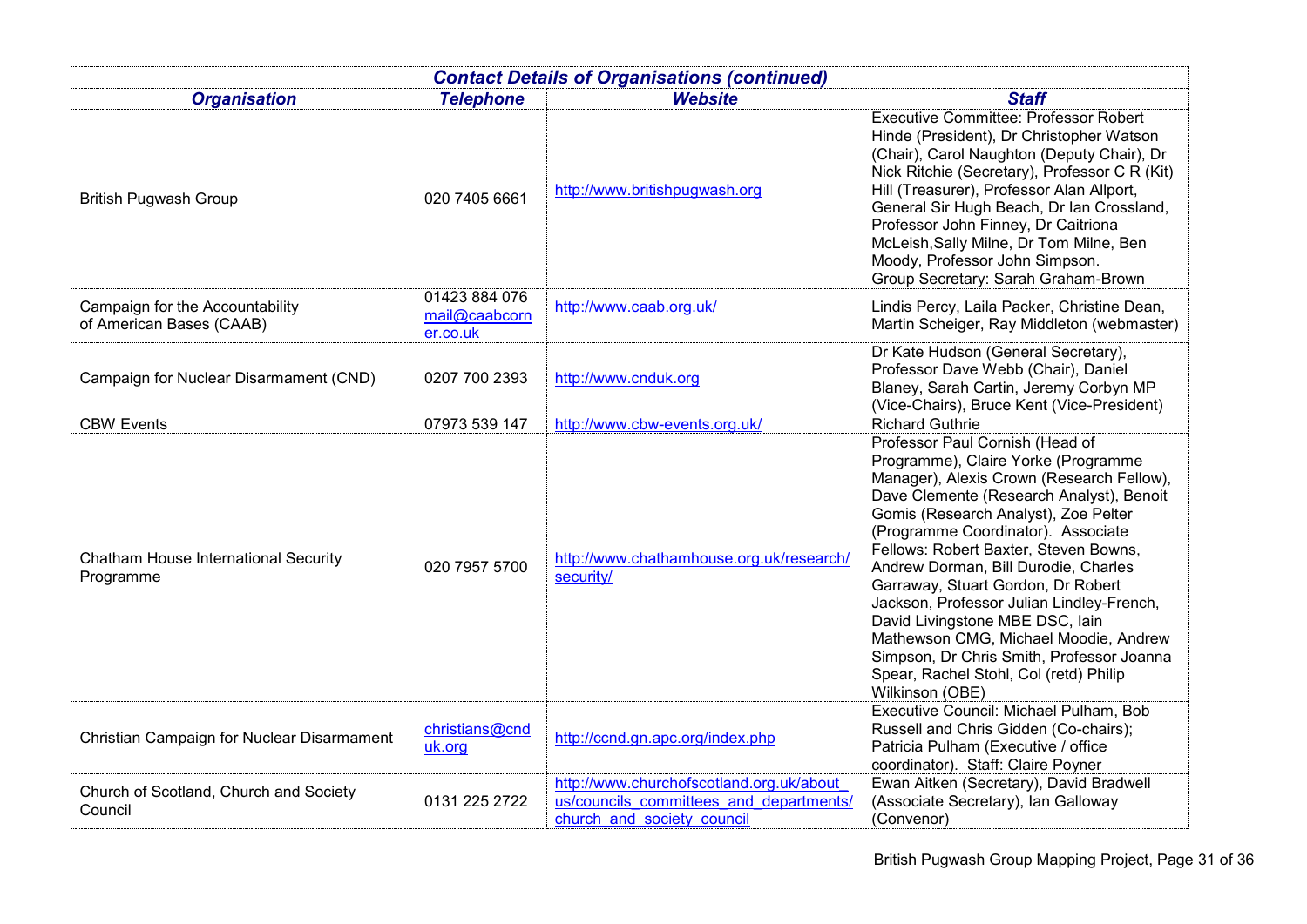| Contact Details of Organisations (continued) | | | |
|---|---|---|---|
| ***Organisation*** | ***Telephone*** | ***Website*** | ***Staff*** |
| British Pugwash Group | 020 7405 6661 | http://www.britishpugwash.org | Executive Committee: Professor Robert Hinde (President), Dr Christopher Watson (Chair), Carol Naughton (Deputy Chair), Dr Nick Ritchie (Secretary), Professor C R (Kit) Hill (Treasurer), Professor Alan Allport, General Sir Hugh Beach, Dr Ian Crossland, Professor John Finney, Dr Caitriona McLeish,Sally Milne, Dr Tom Milne, Ben Moody, Professor John Simpson. Group Secretary: Sarah Graham-Brown |
| Campaign for the Accountability of American Bases (CAAB) | 01423 884 076 mail@caabcorner.co.uk | http://www.caab.org.uk/ | Lindis Percy, Laila Packer, Christine Dean, Martin Scheiger, Ray Middleton (webmaster) |
| Campaign for Nuclear Disarmament (CND) | 0207 700 2393 | http://www.cnduk.org | Dr Kate Hudson (General Secretary), Professor Dave Webb (Chair), Daniel Blaney, Sarah Cartin, Jeremy Corbyn MP (Vice-Chairs), Bruce Kent (Vice-President) |
| CBW Events | 07973 539 147 | http://www.cbw-events.org.uk/ | Richard Guthrie |
| Chatham House International Security Programme | 020 7957 5700 | http://www.chathamhouse.org.uk/research/security/ | Professor Paul Cornish (Head of Programme), Claire Yorke (Programme Manager), Alexis Crown (Research Fellow), Dave Clemente (Research Analyst), Benoit Gomis (Research Analyst), Zoe Pelter (Programme Coordinator). Associate Fellows: Robert Baxter, Steven Bowns, Andrew Dorman, Bill Durodie, Charles Garraway, Stuart Gordon, Dr Robert Jackson, Professor Julian Lindley-French, David Livingstone MBE DSC, Iain Mathewson CMG, Michael Moodie, Andrew Simpson, Dr Chris Smith, Professor Joanna Spear, Rachel Stohl, Col (retd) Philip Wilkinson (OBE) |
| Christian Campaign for Nuclear Disarmament | christians@cnduk.org | http://ccnd.gn.apc.org/index.php | Executive Council: Michael Pulham, Bob Russell and Chris Gidden (Co-chairs); Patricia Pulham (Executive / office coordinator). Staff: Claire Poyner |
| Church of Scotland, Church and Society Council | 0131 225 2722 | http://www.churchofscotland.org.uk/about_us/councils_committees_and_departments/church_and_society_council | Ewan Aitken (Secretary), David Bradwell (Associate Secretary), Ian Galloway (Convenor) |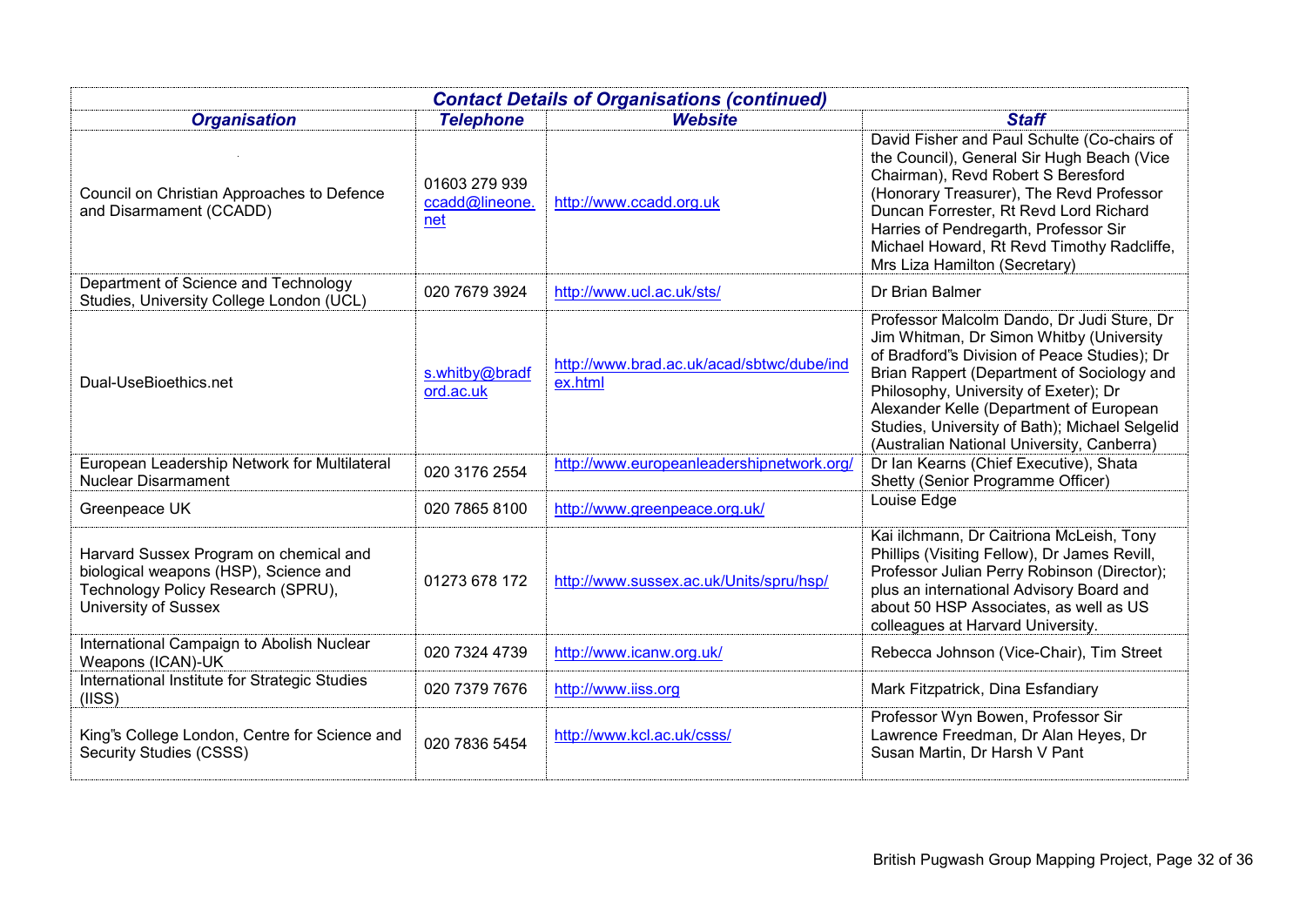| *Contact Details of Organisations (continued)* | | | |
|---|---|---|---|
| ***Organisation*** | ***Telephone*** | ***Website*** | ***Staff*** |
| Council on Christian Approaches to Defence and Disarmament (CCADD) | 01603 279 939 ccadd@lineone.net | http://www.ccadd.org.uk | David Fisher and Paul Schulte (Co-chairs of the Council), General Sir Hugh Beach (Vice Chairman), Revd Robert S Beresford (Honorary Treasurer), The Revd Professor Duncan Forrester, Rt Revd Lord Richard Harries of Pendregarth, Professor Sir Michael Howard, Rt Revd Timothy Radcliffe, Mrs Liza Hamilton (Secretary) |
| Department of Science and Technology Studies, University College London (UCL) | 020 7679 3924 | http://www.ucl.ac.uk/sts/ | Dr Brian Balmer |
| Dual-UseBioethics.net | s.whitby@bradford.ac.uk | http://www.brad.ac.uk/acad/sbtwc/dube/index.html | Professor Malcolm Dando, Dr Judi Sture, Dr Jim Whitman, Dr Simon Whitby (University of Bradford"s Division of Peace Studies); Dr Brian Rappert (Department of Sociology and Philosophy, University of Exeter); Dr Alexander Kelle (Department of European Studies, University of Bath); Michael Selgelid (Australian National University, Canberra) |
| European Leadership Network for Multilateral Nuclear Disarmament | 020 3176 2554 | http://www.europeanleadershipnetwork.org/ | Dr Ian Kearns (Chief Executive), Shata Shetty (Senior Programme Officer) |
| Greenpeace UK | 020 7865 8100 | http://www.greenpeace.org.uk/ | Louise Edge |
| Harvard Sussex Program on chemical and biological weapons (HSP), Science and Technology Policy Research (SPRU), University of Sussex | 01273 678 172 | http://www.sussex.ac.uk/Units/spru/hsp/ | Kai ilchmann, Dr Caitriona McLeish, Tony Phillips (Visiting Fellow), Dr James Revill, Professor Julian Perry Robinson (Director); plus an international Advisory Board and about 50 HSP Associates, as well as US colleagues at Harvard University. |
| International Campaign to Abolish Nuclear Weapons (ICAN)-UK | 020 7324 4739 | http://www.icanw.org.uk/ | Rebecca Johnson (Vice-Chair), Tim Street |
| International Institute for Strategic Studies (IISS) | 020 7379 7676 | http://www.iiss.org | Mark Fitzpatrick, Dina Esfandiary |
| King"s College London, Centre for Science and Security Studies (CSSS) | 020 7836 5454 | http://www.kcl.ac.uk/csss/ | Professor Wyn Bowen, Professor Sir Lawrence Freedman, Dr Alan Heyes, Dr Susan Martin, Dr Harsh V Pant |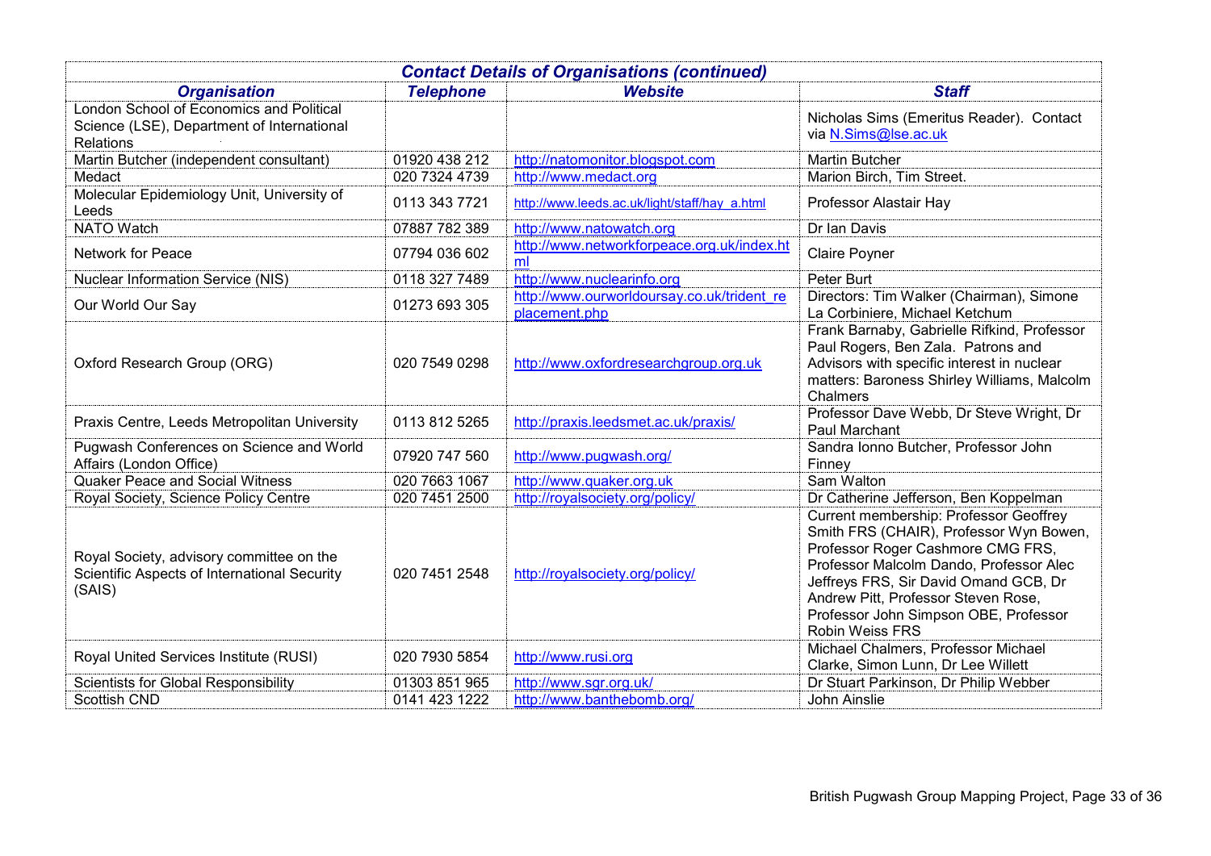| *Contact Details of Organisations (continued)* | | | |
|---|---|---|---|
| ***Organisation*** | ***Telephone*** | ***Website*** | ***Staff*** |
| London School of Economics and Political Science (LSE), Department of International Relations | | | Nicholas Sims (Emeritus Reader). Contact via N.Sims@lse.ac.uk |
| Martin Butcher (independent consultant) | 01920 438 212 | http://natomonitor.blogspot.com | Martin Butcher |
| Medact | 020 7324 4739 | http://www.medact.org | Marion Birch, Tim Street. |
| Molecular Epidemiology Unit, University of Leeds | 0113 343 7721 | http://www.leeds.ac.uk/light/staff/hay_a.html | Professor Alastair Hay |
| NATO Watch | 07887 782 389 | http://www.natowatch.org | Dr Ian Davis |
| Network for Peace | 07794 036 602 | http://www.networkforpeace.org.uk/index.html | Claire Poyner |
| Nuclear Information Service (NIS) | 0118 327 7489 | http://www.nuclearinfo.org | Peter Burt |
| Our World Our Say | 01273 693 305 | http://www.ourworldoursay.co.uk/trident_replacement.php | Directors: Tim Walker (Chairman), Simone La Corbiniere, Michael Ketchum |
| Oxford Research Group (ORG) | 020 7549 0298 | http://www.oxfordresearchgroup.org.uk | Frank Barnaby, Gabrielle Rifkind, Professor Paul Rogers, Ben Zala. Patrons and Advisors with specific interest in nuclear matters: Baroness Shirley Williams, Malcolm Chalmers |
| Praxis Centre, Leeds Metropolitan University | 0113 812 5265 | http://praxis.leedsmet.ac.uk/praxis/ | Professor Dave Webb, Dr Steve Wright, Dr Paul Marchant |
| Pugwash Conferences on Science and World Affairs (London Office) | 07920 747 560 | http://www.pugwash.org/ | Sandra Ionno Butcher, Professor John Finney |
| Quaker Peace and Social Witness | 020 7663 1067 | http://www.quaker.org.uk | Sam Walton |
| Royal Society, Science Policy Centre | 020 7451 2500 | http://royalsociety.org/policy/ | Dr Catherine Jefferson, Ben Koppelman |
| Royal Society, advisory committee on the Scientific Aspects of International Security (SAIS) | 020 7451 2548 | http://royalsociety.org/policy/ | Current membership: Professor Geoffrey Smith FRS (CHAIR), Professor Wyn Bowen, Professor Roger Cashmore CMG FRS, Professor Malcolm Dando, Professor Alec Jeffreys FRS, Sir David Omand GCB, Dr Andrew Pitt, Professor Steven Rose, Professor John Simpson OBE, Professor Robin Weiss FRS |
| Royal United Services Institute (RUSI) | 020 7930 5854 | http://www.rusi.org | Michael Chalmers, Professor Michael Clarke, Simon Lunn, Dr Lee Willett |
| Scientists for Global Responsibility | 01303 851 965 | http://www.sgr.org.uk/ | Dr Stuart Parkinson, Dr Philip Webber |
| Scottish CND | 0141 423 1222 | http://www.banthebomb.org/ | John Ainslie |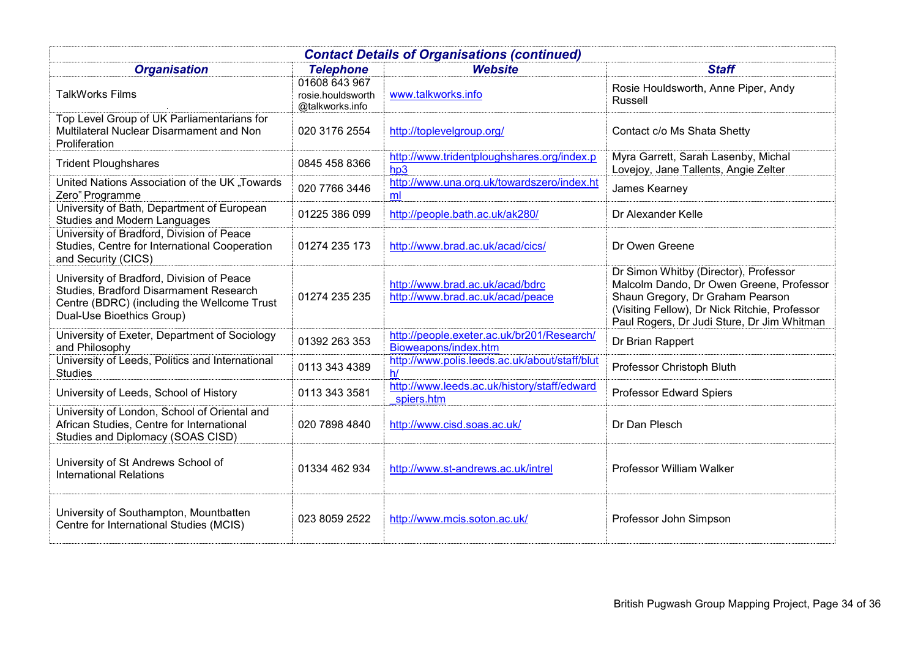| Contact Details of Organisations (continued) | | | |
|---|---|---|---|
| **Organisation** | **Telephone** | **Website** | **Staff** |
| TalkWorks Films | 01608 643 967 rosie.houldsworth @talkworks.info | www.talkworks.info | Rosie Houldsworth, Anne Piper, Andy Russell |
| Top Level Group of UK Parliamentarians for Multilateral Nuclear Disarmament and Non Proliferation | 020 3176 2554 | http://toplevelgroup.org/ | Contact c/o Ms Shata Shetty |
| Trident Ploughshares | 0845 458 8366 | http://www.tridentploughshares.org/index.php3 | Myra Garrett, Sarah Lasenby, Michal Lovejoy, Jane Tallents, Angie Zelter |
| United Nations Association of the UK „Towards Zero" Programme | 020 7766 3446 | http://www.una.org.uk/towardszero/index.html | James Kearney |
| University of Bath, Department of European Studies and Modern Languages | 01225 386 099 | http://people.bath.ac.uk/ak280/ | Dr Alexander Kelle |
| University of Bradford, Division of Peace Studies, Centre for International Cooperation and Security (CICS) | 01274 235 173 | http://www.brad.ac.uk/acad/cics/ | Dr Owen Greene |
| University of Bradford, Division of Peace Studies, Bradford Disarmament Research Centre (BDRC) (including the Wellcome Trust Dual-Use Bioethics Group) | 01274 235 235 | http://www.brad.ac.uk/acad/bdrc http://www.brad.ac.uk/acad/peace | Dr Simon Whitby (Director), Professor Malcolm Dando, Dr Owen Greene, Professor Shaun Gregory, Dr Graham Pearson (Visiting Fellow), Dr Nick Ritchie, Professor Paul Rogers, Dr Judi Sture, Dr Jim Whitman |
| University of Exeter, Department of Sociology and Philosophy | 01392 263 353 | http://people.exeter.ac.uk/br201/Research/Bioweapons/index.htm | Dr Brian Rappert |
| University of Leeds, Politics and International Studies | 0113 343 4389 | http://www.polis.leeds.ac.uk/about/staff/bluth/ | Professor Christoph Bluth |
| University of Leeds, School of History | 0113 343 3581 | http://www.leeds.ac.uk/history/staff/edward_spiers.htm | Professor Edward Spiers |
| University of London, School of Oriental and African Studies, Centre for International Studies and Diplomacy (SOAS CISD) | 020 7898 4840 | http://www.cisd.soas.ac.uk/ | Dr Dan Plesch |
| University of St Andrews School of International Relations | 01334 462 934 | http://www.st-andrews.ac.uk/intrel | Professor William Walker |
| University of Southampton, Mountbatten Centre for International Studies (MCIS) | 023 8059 2522 | http://www.mcis.soton.ac.uk/ | Professor John Simpson |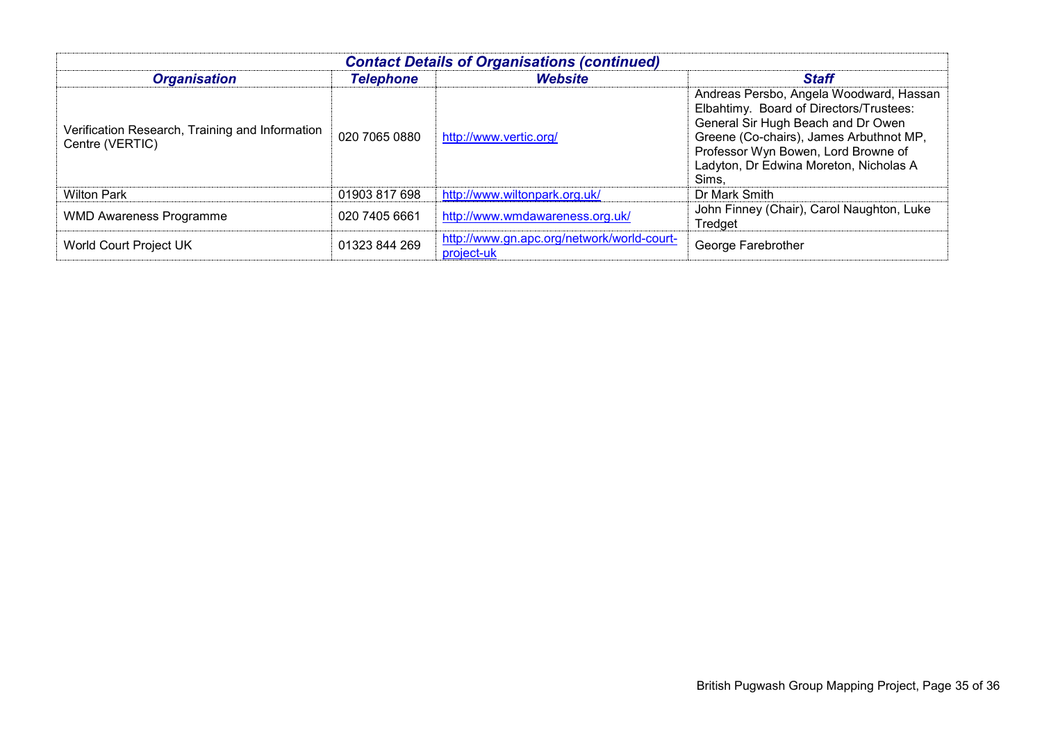| *Contact Details of Organisations (continued)* | | | |
|---|---|---|---|
| ***Organisation*** | ***Telephone*** | ***Website*** | ***Staff*** |
| Verification Research, Training and Information Centre (VERTIC) | 020 7065 0880 | http://www.vertic.org/ | Andreas Persbo, Angela Woodward, Hassan Elbahtimy. Board of Directors/Trustees: General Sir Hugh Beach and Dr Owen Greene (Co-chairs), James Arbuthnot MP, Professor Wyn Bowen, Lord Browne of Ladyton, Dr Edwina Moreton, Nicholas A Sims, |
| Wilton Park | 01903 817 698 | http://www.wiltonpark.org.uk/ | Dr Mark Smith |
| WMD Awareness Programme | 020 7405 6661 | http://www.wmdawareness.org.uk/ | John Finney (Chair), Carol Naughton, Luke Tredget |
| World Court Project UK | 01323 844 269 | http://www.gn.apc.org/network/world-court-project-uk | George Farebrother |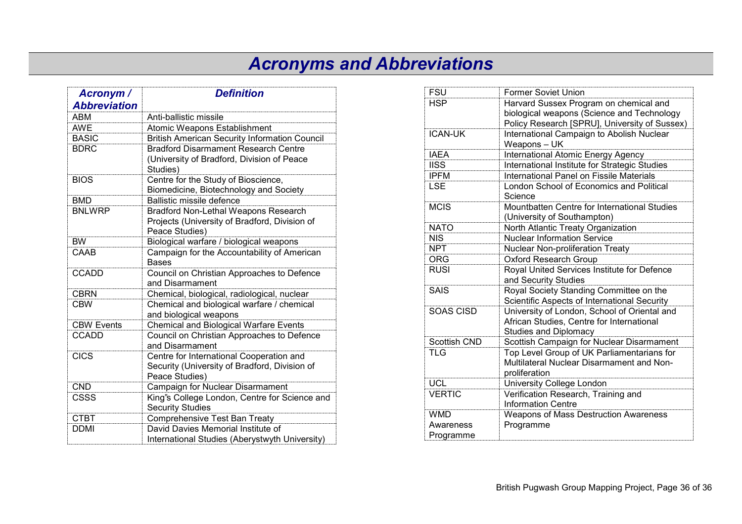# Acronyms and Abbreviations

| Acronym / Abbreviation | Definition |
|---|---|
| ABM | Anti-ballistic missile |
| AWE | Atomic Weapons Establishment |
| BASIC | British American Security Information Council |
| BDRC | Bradford Disarmament Research Centre (University of Bradford, Division of Peace Studies) |
| BIOS | Centre for the Study of Bioscience, Biomedicine, Biotechnology and Society |
| BMD | Ballistic missile defence |
| BNLWRP | Bradford Non-Lethal Weapons Research Projects (University of Bradford, Division of Peace Studies) |
| BW | Biological warfare / biological weapons |
| CAAB | Campaign for the Accountability of American Bases |
| CCADD | Council on Christian Approaches to Defence and Disarmament |
| CBRN | Chemical, biological, radiological, nuclear |
| CBW | Chemical and biological warfare / chemical and biological weapons |
| CBW Events | Chemical and Biological Warfare Events |
| CCADD | Council on Christian Approaches to Defence and Disarmament |
| CICS | Centre for International Cooperation and Security (University of Bradford, Division of Peace Studies) |
| CND | Campaign for Nuclear Disarmament |
| CSSS | King's College London, Centre for Science and Security Studies |
| CTBT | Comprehensive Test Ban Treaty |
| DDMI | David Davies Memorial Institute of International Studies (Aberystwyth University) |
| FSU | Former Soviet Union |
| HSP | Harvard Sussex Program on chemical and biological weapons (Science and Technology Policy Research [SPRU], University of Sussex) |
| ICAN-UK | International Campaign to Abolish Nuclear Weapons – UK |
| IAEA | International Atomic Energy Agency |
| IISS | International Institute for Strategic Studies |
| IPFM | International Panel on Fissile Materials |
| LSE | London School of Economics and Political Science |
| MCIS | Mountbatten Centre for International Studies (University of Southampton) |
| NATO | North Atlantic Treaty Organization |
| NIS | Nuclear Information Service |
| NPT | Nuclear Non-proliferation Treaty |
| ORG | Oxford Research Group |
| RUSI | Royal United Services Institute for Defence and Security Studies |
| SAIS | Royal Society Standing Committee on the Scientific Aspects of International Security |
| SOAS CISD | University of London, School of Oriental and African Studies, Centre for International Studies and Diplomacy |
| Scottish CND | Scottish Campaign for Nuclear Disarmament |
| TLG | Top Level Group of UK Parliamentarians for Multilateral Nuclear Disarmament and Non-proliferation |
| UCL | University College London |
| VERTIC | Verification Research, Training and Information Centre |
| WMD Awareness Programme | Weapons of Mass Destruction Awareness Programme |